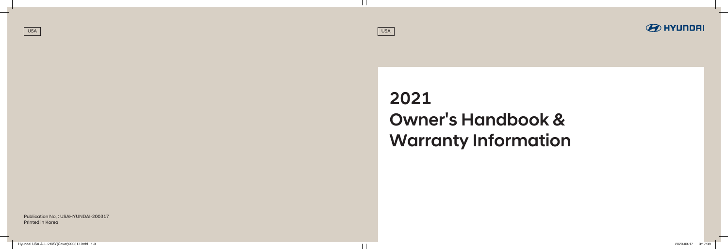USA

USA

HYUNDAI

# 2021 Owner's Handbook & Warranty Information

Publication No. : USAHYUNDAI-200317
Printed in Korea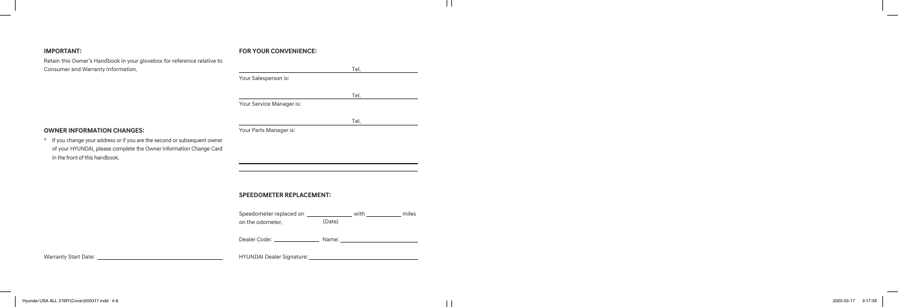**IMPORTANT:**

Retain this Owner's Handbook in your glovebox for reference relative to Consumer and Warranty Information.

**OWNER INFORMATION CHANGES:**

* If you change your address or if you are the second or subsequent owner of your HYUNDAI, please complete the Owner Information Change Card in the front of this handbook.

Warranty Start Date: ______________________________

**FOR YOUR CONVENIENCE:**

______________________________ Tel. ______________

Your Salesperson is:

______________________________ Tel. ______________

Your Service Manager is:

______________________________ Tel. ______________

Your Parts Manager is:

______________________________________________

______________________________________________

**SPEEDOMETER REPLACEMENT:**

Speedometer replaced on ______________ with ____________ miles on the odometer.
(Date)

Dealer Code: ______________ Name: ______________________

HYUNDAI Dealer Signature: ______________________________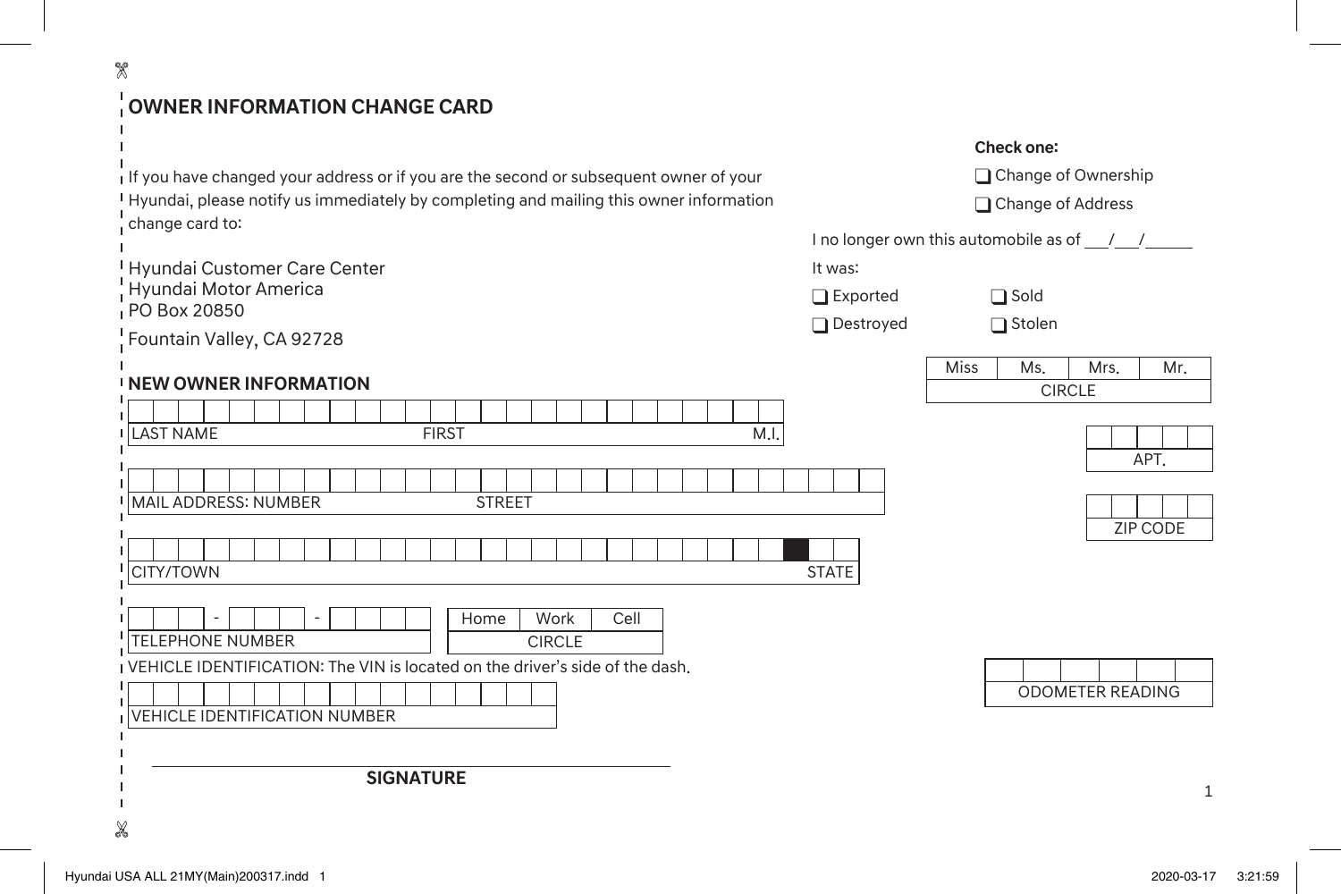# OWNER INFORMATION CHANGE CARD

If you have changed your address or if you are the second or subsequent owner of your Hyundai, please notify us immediately by completing and mailing this owner information change card to:

Hyundai Customer Care Center
Hyundai Motor America
PO Box 20850
Fountain Valley, CA 92728

**Check one:**

- ❑ Change of Ownership
- ❑ Change of Address

I no longer own this automobile as of ___/___/_____

It was:

- ❑ Exported
- ❑ Sold
- ❑ Destroyed
- ❑ Stolen

## NEW OWNER INFORMATION

| Miss | Ms. | Mrs. | Mr. |
|---|---|---|---|
| CIRCLE | | | |

LAST NAME FIRST M.I.

MAIL ADDRESS: NUMBER STREET

APT.

CITY/TOWN STATE

ZIP CODE

TELEPHONE NUMBER

| Home | Work | Cell |
|---|---|---|
| CIRCLE | | |

VEHICLE IDENTIFICATION: The VIN is located on the driver's side of the dash.

VEHICLE IDENTIFICATION NUMBER

ODOMETER READING

SIGNATURE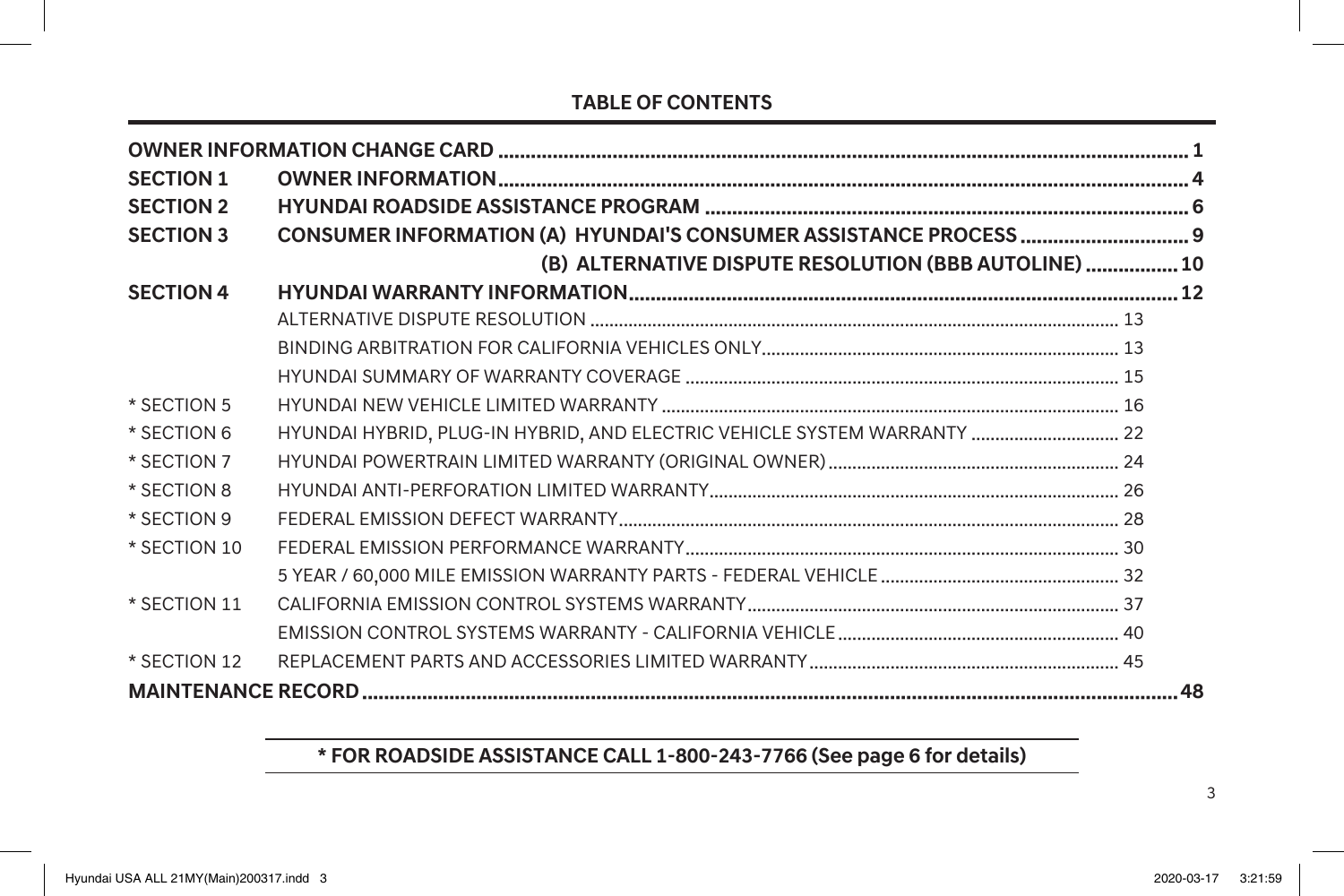## TABLE OF CONTENTS

| | | |
|---|---|---|
| **OWNER INFORMATION CHANGE CARD** | | **1** |
| **SECTION 1** | **OWNER INFORMATION** | **4** |
| **SECTION 2** | **HYUNDAI ROADSIDE ASSISTANCE PROGRAM** | **6** |
| **SECTION 3** | **CONSUMER INFORMATION (A) HYUNDAI'S CONSUMER ASSISTANCE PROCESS** | **9** |
| | **(B) ALTERNATIVE DISPUTE RESOLUTION (BBB AUTOLINE)** | **10** |
| **SECTION 4** | **HYUNDAI WARRANTY INFORMATION** | **12** |
| | ALTERNATIVE DISPUTE RESOLUTION | 13 |
| | BINDING ARBITRATION FOR CALIFORNIA VEHICLES ONLY | 13 |
| | HYUNDAI SUMMARY OF WARRANTY COVERAGE | 15 |
| * SECTION 5 | HYUNDAI NEW VEHICLE LIMITED WARRANTY | 16 |
| * SECTION 6 | HYUNDAI HYBRID, PLUG-IN HYBRID, AND ELECTRIC VEHICLE SYSTEM WARRANTY | 22 |
| * SECTION 7 | HYUNDAI POWERTRAIN LIMITED WARRANTY (ORIGINAL OWNER) | 24 |
| * SECTION 8 | HYUNDAI ANTI-PERFORATION LIMITED WARRANTY | 26 |
| * SECTION 9 | FEDERAL EMISSION DEFECT WARRANTY | 28 |
| * SECTION 10 | FEDERAL EMISSION PERFORMANCE WARRANTY | 30 |
| | 5 YEAR / 60,000 MILE EMISSION WARRANTY PARTS - FEDERAL VEHICLE | 32 |
| * SECTION 11 | CALIFORNIA EMISSION CONTROL SYSTEMS WARRANTY | 37 |
| | EMISSION CONTROL SYSTEMS WARRANTY - CALIFORNIA VEHICLE | 40 |
| * SECTION 12 | REPLACEMENT PARTS AND ACCESSORIES LIMITED WARRANTY | 45 |
| **MAINTENANCE RECORD** | | **48** |

**\* FOR ROADSIDE ASSISTANCE CALL 1-800-243-7766 (See page 6 for details)**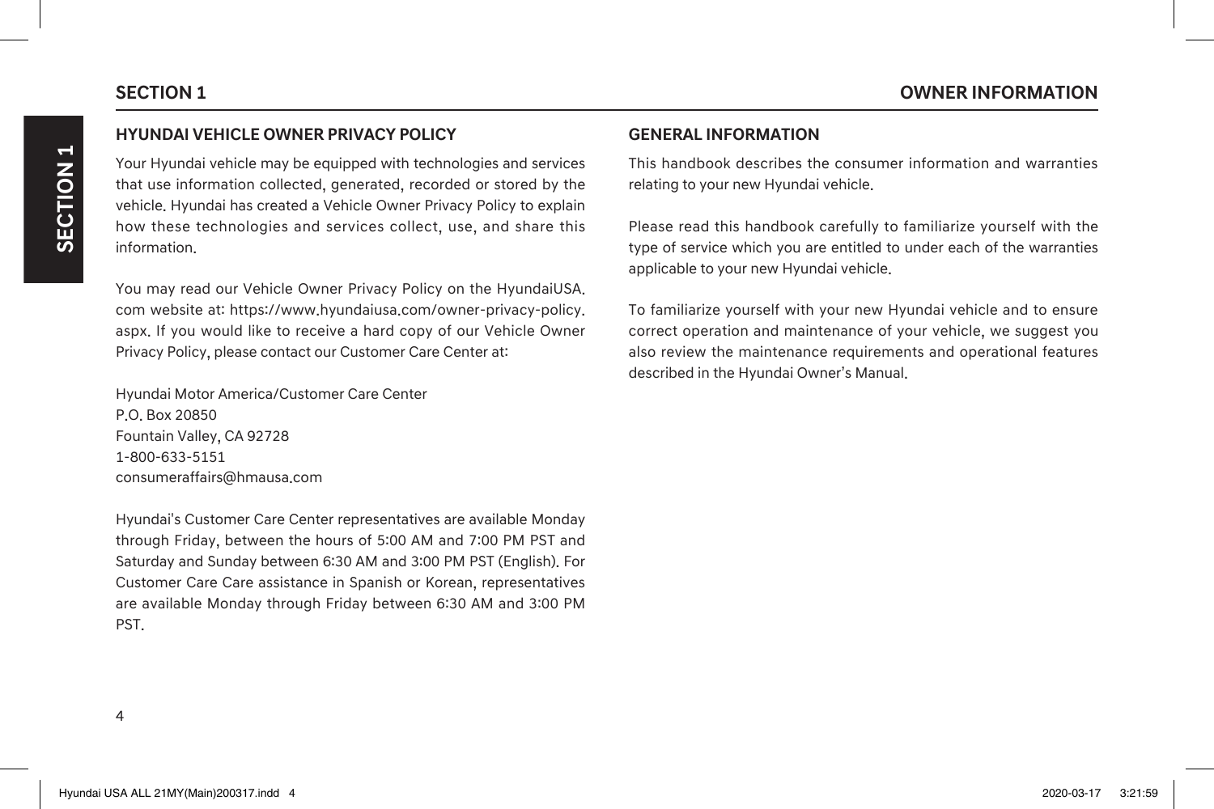## HYUNDAI VEHICLE OWNER PRIVACY POLICY

Your Hyundai vehicle may be equipped with technologies and services that use information collected, generated, recorded or stored by the vehicle. Hyundai has created a Vehicle Owner Privacy Policy to explain how these technologies and services collect, use, and share this information.

You may read our Vehicle Owner Privacy Policy on the HyundaiUSA.com website at: https://www.hyundaiusa.com/owner-privacy-policy.aspx. If you would like to receive a hard copy of our Vehicle Owner Privacy Policy, please contact our Customer Care Center at:

Hyundai Motor America/Customer Care Center
P.O. Box 20850
Fountain Valley, CA 92728
1-800-633-5151
consumeraffairs@hmausa.com

Hyundai's Customer Care Center representatives are available Monday through Friday, between the hours of 5:00 AM and 7:00 PM PST and Saturday and Sunday between 6:30 AM and 3:00 PM PST (English). For Customer Care Care assistance in Spanish or Korean, representatives are available Monday through Friday between 6:30 AM and 3:00 PM PST.

## GENERAL INFORMATION

This handbook describes the consumer information and warranties relating to your new Hyundai vehicle.

Please read this handbook carefully to familiarize yourself with the type of service which you are entitled to under each of the warranties applicable to your new Hyundai vehicle.

To familiarize yourself with your new Hyundai vehicle and to ensure correct operation and maintenance of your vehicle, we suggest you also review the maintenance requirements and operational features described in the Hyundai Owner's Manual.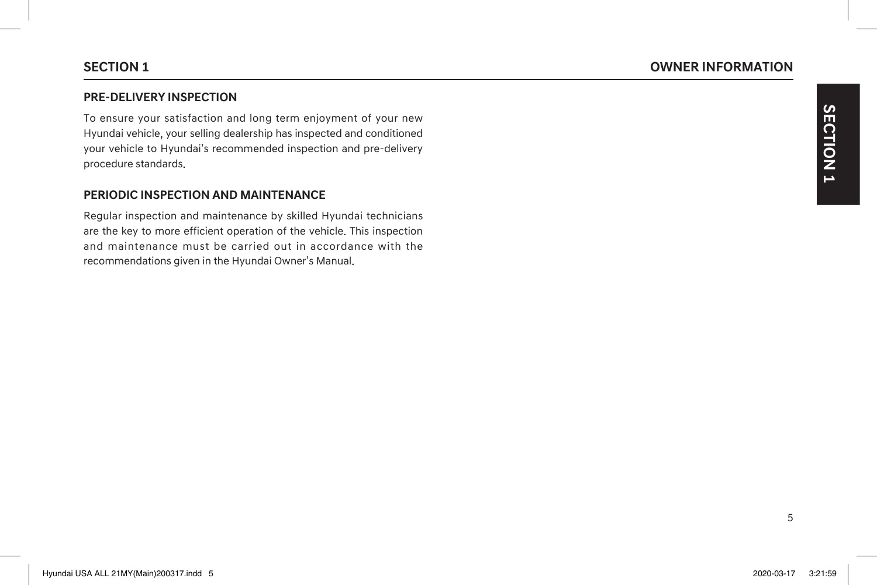## PRE-DELIVERY INSPECTION

To ensure your satisfaction and long term enjoyment of your new Hyundai vehicle, your selling dealership has inspected and conditioned your vehicle to Hyundai's recommended inspection and pre-delivery procedure standards.

## PERIODIC INSPECTION AND MAINTENANCE

Regular inspection and maintenance by skilled Hyundai technicians are the key to more efficient operation of the vehicle. This inspection and maintenance must be carried out in accordance with the recommendations given in the Hyundai Owner's Manual.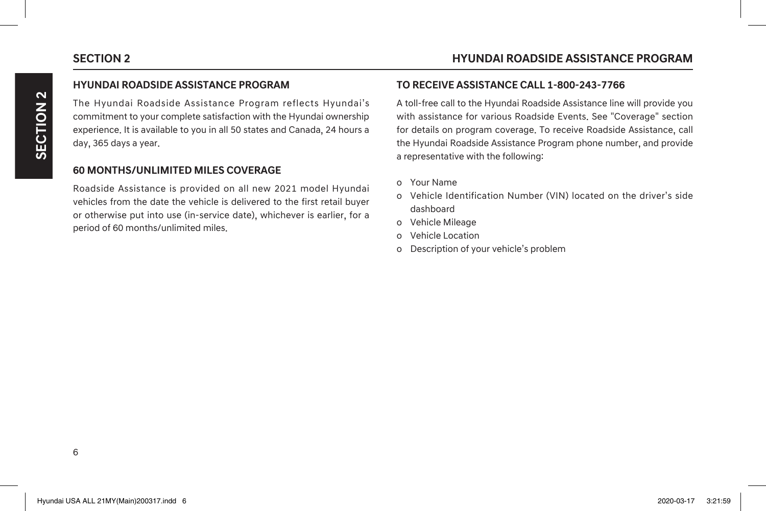## HYUNDAI ROADSIDE ASSISTANCE PROGRAM

The Hyundai Roadside Assistance Program reflects Hyundai's commitment to your complete satisfaction with the Hyundai ownership experience. It is available to you in all 50 states and Canada, 24 hours a day, 365 days a year.

## 60 MONTHS/UNLIMITED MILES COVERAGE

Roadside Assistance is provided on all new 2021 model Hyundai vehicles from the date the vehicle is delivered to the first retail buyer or otherwise put into use (in-service date), whichever is earlier, for a period of 60 months/unlimited miles.

## TO RECEIVE ASSISTANCE CALL 1-800-243-7766

A toll-free call to the Hyundai Roadside Assistance line will provide you with assistance for various Roadside Events. See "Coverage" section for details on program coverage. To receive Roadside Assistance, call the Hyundai Roadside Assistance Program phone number, and provide a representative with the following:

- Your Name
- Vehicle Identification Number (VIN) located on the driver's side dashboard
- Vehicle Mileage
- Vehicle Location
- Description of your vehicle's problem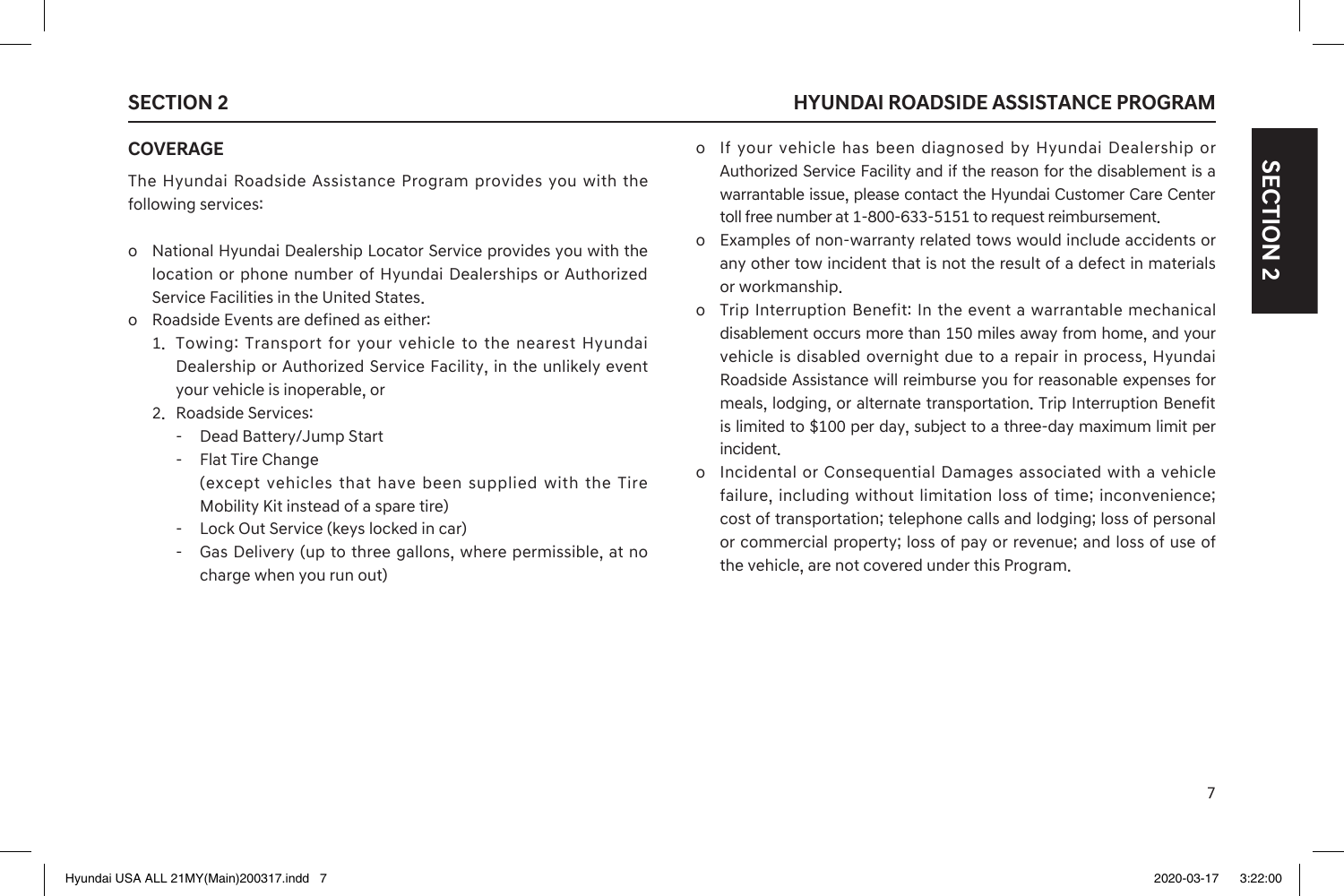## COVERAGE

The Hyundai Roadside Assistance Program provides you with the following services:

- National Hyundai Dealership Locator Service provides you with the location or phone number of Hyundai Dealerships or Authorized Service Facilities in the United States.
- Roadside Events are defined as either:
  1. Towing: Transport for your vehicle to the nearest Hyundai Dealership or Authorized Service Facility, in the unlikely event your vehicle is inoperable, or
  2. Roadside Services:
     - Dead Battery/Jump Start
     - Flat Tire Change
       (except vehicles that have been supplied with the Tire Mobility Kit instead of a spare tire)
     - Lock Out Service (keys locked in car)
     - Gas Delivery (up to three gallons, where permissible, at no charge when you run out)
- If your vehicle has been diagnosed by Hyundai Dealership or Authorized Service Facility and if the reason for the disablement is a warrantable issue, please contact the Hyundai Customer Care Center toll free number at 1-800-633-5151 to request reimbursement.
- Examples of non-warranty related tows would include accidents or any other tow incident that is not the result of a defect in materials or workmanship.
- Trip Interruption Benefit: In the event a warrantable mechanical disablement occurs more than 150 miles away from home, and your vehicle is disabled overnight due to a repair in process, Hyundai Roadside Assistance will reimburse you for reasonable expenses for meals, lodging, or alternate transportation. Trip Interruption Benefit is limited to $100 per day, subject to a three-day maximum limit per incident.
- Incidental or Consequential Damages associated with a vehicle failure, including without limitation loss of time; inconvenience; cost of transportation; telephone calls and lodging; loss of personal or commercial property; loss of pay or revenue; and loss of use of the vehicle, are not covered under this Program.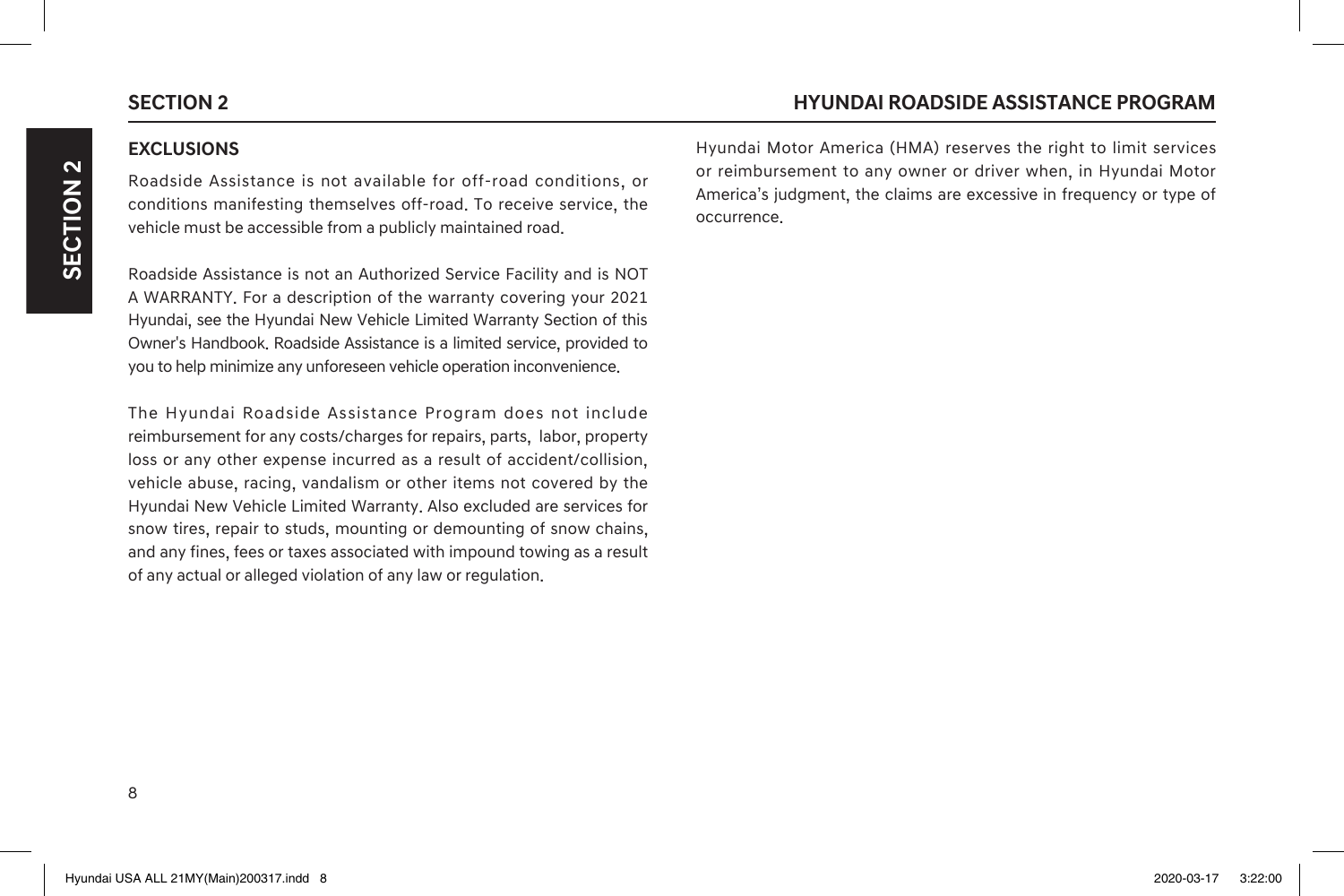## EXCLUSIONS

Roadside Assistance is not available for off-road conditions, or conditions manifesting themselves off-road. To receive service, the vehicle must be accessible from a publicly maintained road.

Roadside Assistance is not an Authorized Service Facility and is NOT A WARRANTY. For a description of the warranty covering your 2021 Hyundai, see the Hyundai New Vehicle Limited Warranty Section of this Owner's Handbook. Roadside Assistance is a limited service, provided to you to help minimize any unforeseen vehicle operation inconvenience.

The Hyundai Roadside Assistance Program does not include reimbursement for any costs/charges for repairs, parts, labor, property loss or any other expense incurred as a result of accident/collision, vehicle abuse, racing, vandalism or other items not covered by the Hyundai New Vehicle Limited Warranty. Also excluded are services for snow tires, repair to studs, mounting or demounting of snow chains, and any fines, fees or taxes associated with impound towing as a result of any actual or alleged violation of any law or regulation.

Hyundai Motor America (HMA) reserves the right to limit services or reimbursement to any owner or driver when, in Hyundai Motor America's judgment, the claims are excessive in frequency or type of occurrence.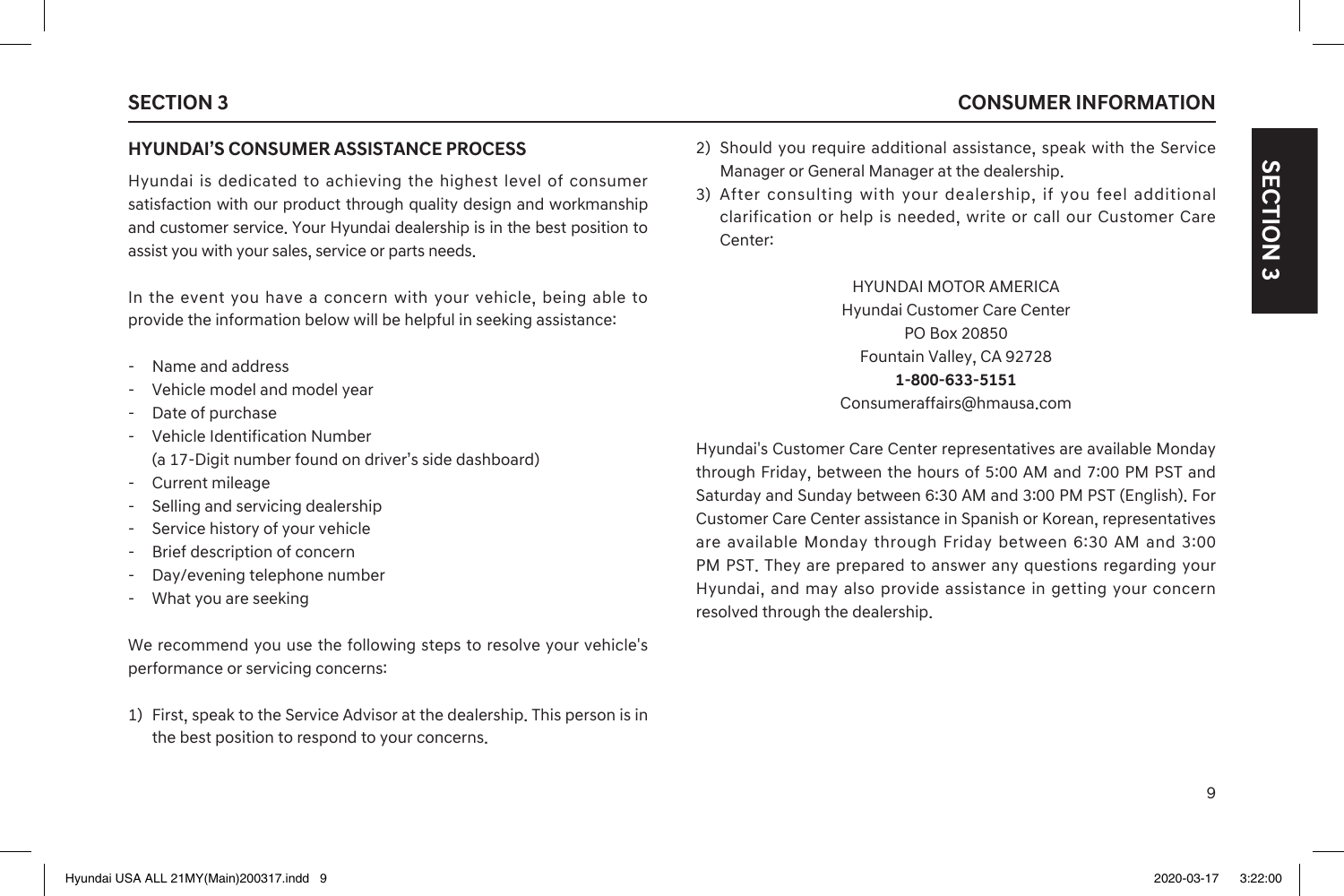## HYUNDAI'S CONSUMER ASSISTANCE PROCESS

Hyundai is dedicated to achieving the highest level of consumer satisfaction with our product through quality design and workmanship and customer service. Your Hyundai dealership is in the best position to assist you with your sales, service or parts needs.

In the event you have a concern with your vehicle, being able to provide the information below will be helpful in seeking assistance:

- Name and address
- Vehicle model and model year
- Date of purchase
- Vehicle Identification Number
  (a 17-Digit number found on driver's side dashboard)
- Current mileage
- Selling and servicing dealership
- Service history of your vehicle
- Brief description of concern
- Day/evening telephone number
- What you are seeking

We recommend you use the following steps to resolve your vehicle's performance or servicing concerns:

1) First, speak to the Service Advisor at the dealership. This person is in the best position to respond to your concerns.
2) Should you require additional assistance, speak with the Service Manager or General Manager at the dealership.
3) After consulting with your dealership, if you feel additional clarification or help is needed, write or call our Customer Care Center:

HYUNDAI MOTOR AMERICA
Hyundai Customer Care Center
PO Box 20850
Fountain Valley, CA 92728
**1-800-633-5151**
Consumeraffairs@hmausa.com

Hyundai's Customer Care Center representatives are available Monday through Friday, between the hours of 5:00 AM and 7:00 PM PST and Saturday and Sunday between 6:30 AM and 3:00 PM PST (English). For Customer Care Center assistance in Spanish or Korean, representatives are available Monday through Friday between 6:30 AM and 3:00 PM PST. They are prepared to answer any questions regarding your Hyundai, and may also provide assistance in getting your concern resolved through the dealership.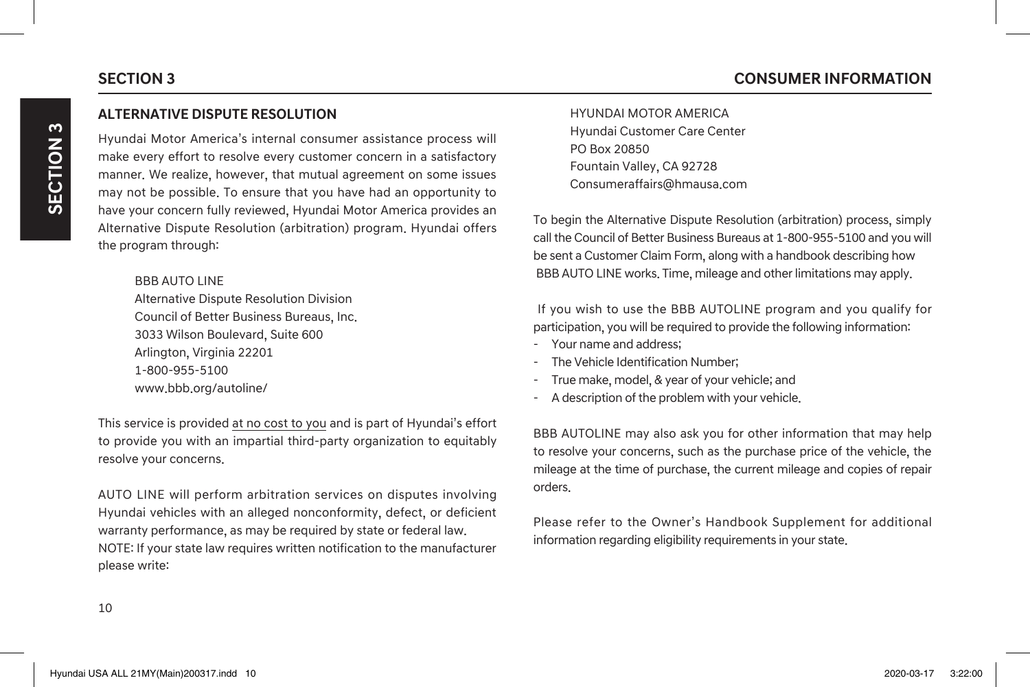## ALTERNATIVE DISPUTE RESOLUTION

Hyundai Motor America's internal consumer assistance process will make every effort to resolve every customer concern in a satisfactory manner. We realize, however, that mutual agreement on some issues may not be possible. To ensure that you have had an opportunity to have your concern fully reviewed, Hyundai Motor America provides an Alternative Dispute Resolution (arbitration) program. Hyundai offers the program through:

BBB AUTO LINE
Alternative Dispute Resolution Division
Council of Better Business Bureaus, Inc.
3033 Wilson Boulevard, Suite 600
Arlington, Virginia 22201
1-800-955-5100
www.bbb.org/autoline/

This service is provided at no cost to you and is part of Hyundai's effort to provide you with an impartial third-party organization to equitably resolve your concerns.

AUTO LINE will perform arbitration services on disputes involving Hyundai vehicles with an alleged nonconformity, defect, or deficient warranty performance, as may be required by state or federal law.
NOTE: If your state law requires written notification to the manufacturer please write:

HYUNDAI MOTOR AMERICA
Hyundai Customer Care Center
PO Box 20850
Fountain Valley, CA 92728
Consumeraffairs@hmausa.com

To begin the Alternative Dispute Resolution (arbitration) process, simply call the Council of Better Business Bureaus at 1-800-955-5100 and you will be sent a Customer Claim Form, along with a handbook describing how BBB AUTO LINE works. Time, mileage and other limitations may apply.

If you wish to use the BBB AUTOLINE program and you qualify for participation, you will be required to provide the following information:

- Your name and address;
- The Vehicle Identification Number;
- True make, model, & year of your vehicle; and
- A description of the problem with your vehicle.

BBB AUTOLINE may also ask you for other information that may help to resolve your concerns, such as the purchase price of the vehicle, the mileage at the time of purchase, the current mileage and copies of repair orders.

Please refer to the Owner's Handbook Supplement for additional information regarding eligibility requirements in your state.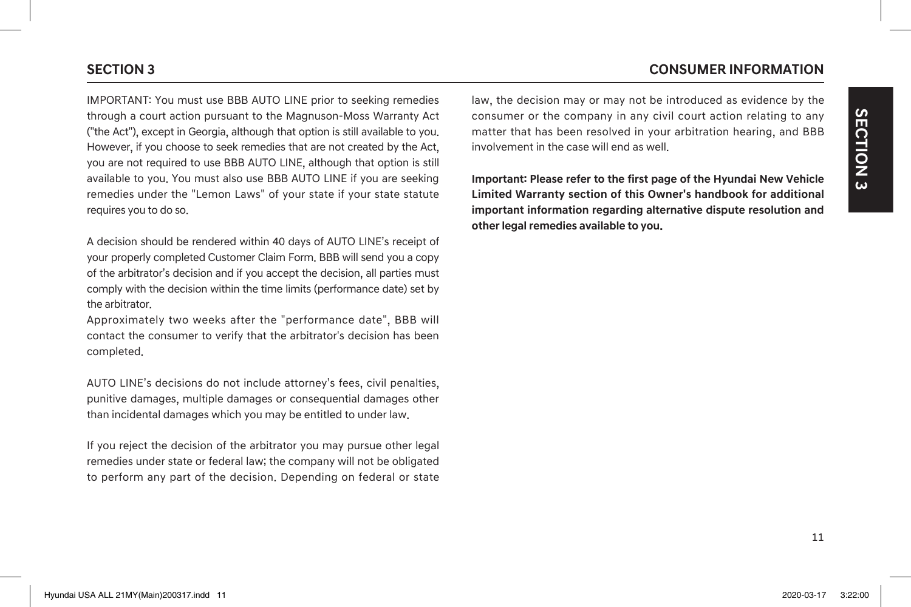IMPORTANT: You must use BBB AUTO LINE prior to seeking remedies through a court action pursuant to the Magnuson-Moss Warranty Act ("the Act"), except in Georgia, although that option is still available to you. However, if you choose to seek remedies that are not created by the Act, you are not required to use BBB AUTO LINE, although that option is still available to you. You must also use BBB AUTO LINE if you are seeking remedies under the "Lemon Laws" of your state if your state statute requires you to do so.

A decision should be rendered within 40 days of AUTO LINE's receipt of your properly completed Customer Claim Form. BBB will send you a copy of the arbitrator's decision and if you accept the decision, all parties must comply with the decision within the time limits (performance date) set by the arbitrator.

Approximately two weeks after the "performance date", BBB will contact the consumer to verify that the arbitrator's decision has been completed.

AUTO LINE's decisions do not include attorney's fees, civil penalties, punitive damages, multiple damages or consequential damages other than incidental damages which you may be entitled to under law.

If you reject the decision of the arbitrator you may pursue other legal remedies under state or federal law; the company will not be obligated to perform any part of the decision. Depending on federal or state law, the decision may or may not be introduced as evidence by the consumer or the company in any civil court action relating to any matter that has been resolved in your arbitration hearing, and BBB involvement in the case will end as well.

**Important: Please refer to the first page of the Hyundai New Vehicle Limited Warranty section of this Owner's handbook for additional important information regarding alternative dispute resolution and other legal remedies available to you.**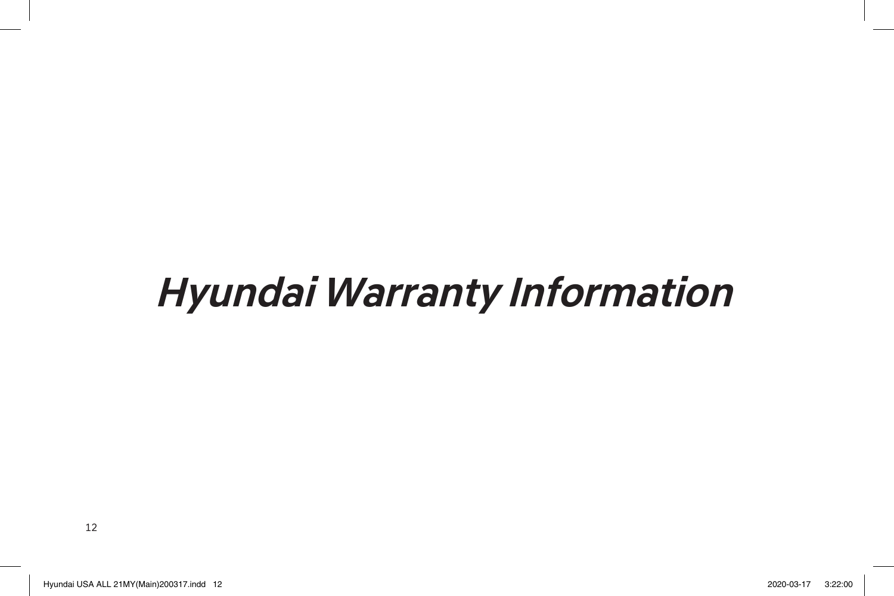# *Hyundai Warranty Information*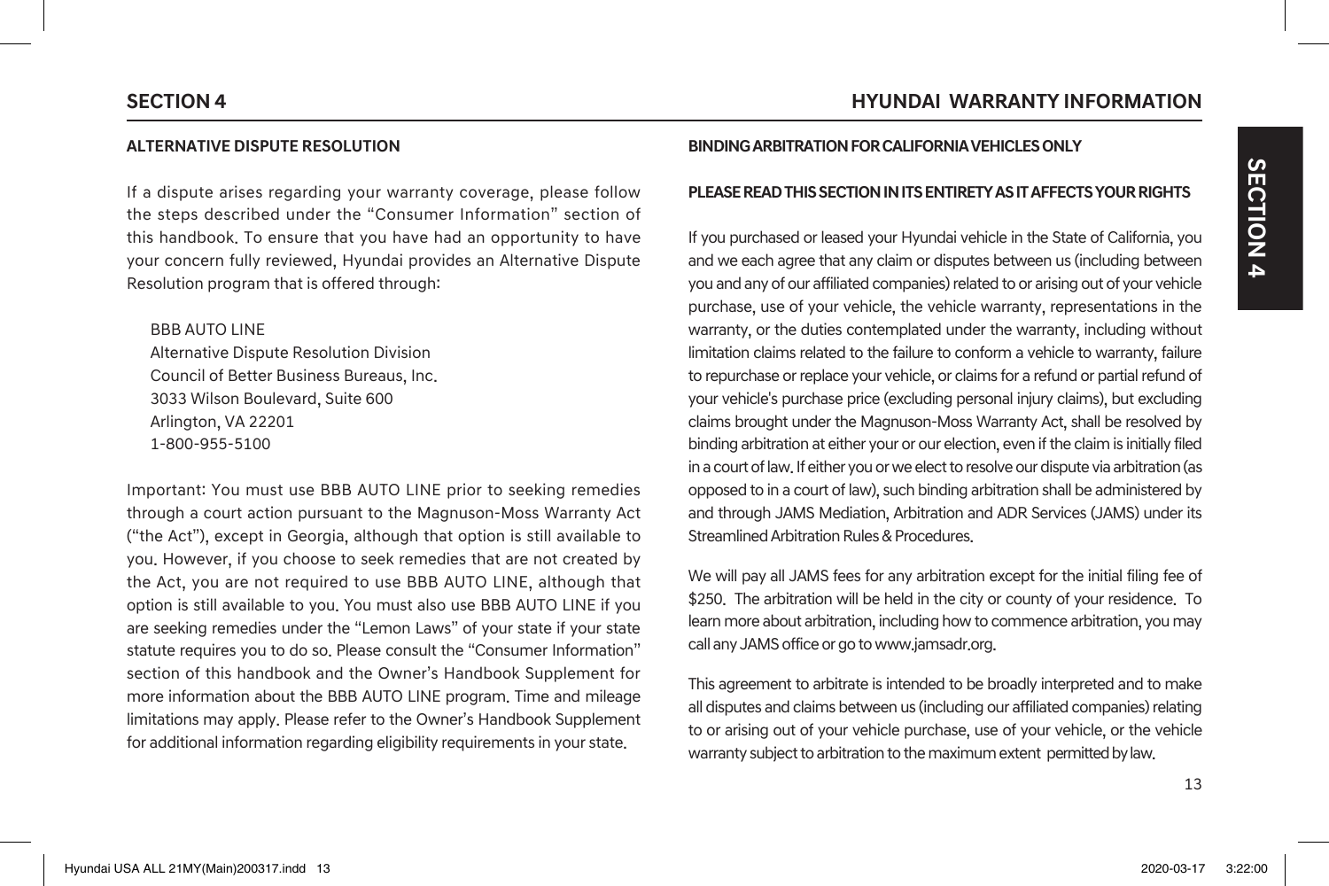## ALTERNATIVE DISPUTE RESOLUTION

If a dispute arises regarding your warranty coverage, please follow the steps described under the "Consumer Information" section of this handbook. To ensure that you have had an opportunity to have your concern fully reviewed, Hyundai provides an Alternative Dispute Resolution program that is offered through:

BBB AUTO LINE
Alternative Dispute Resolution Division
Council of Better Business Bureaus, Inc.
3033 Wilson Boulevard, Suite 600
Arlington, VA 22201
1-800-955-5100

Important: You must use BBB AUTO LINE prior to seeking remedies through a court action pursuant to the Magnuson-Moss Warranty Act ("the Act"), except in Georgia, although that option is still available to you. However, if you choose to seek remedies that are not created by the Act, you are not required to use BBB AUTO LINE, although that option is still available to you. You must also use BBB AUTO LINE if you are seeking remedies under the "Lemon Laws" of your state if your state statute requires you to do so. Please consult the "Consumer Information" section of this handbook and the Owner's Handbook Supplement for more information about the BBB AUTO LINE program. Time and mileage limitations may apply. Please refer to the Owner's Handbook Supplement for additional information regarding eligibility requirements in your state.

## BINDING ARBITRATION FOR CALIFORNIA VEHICLES ONLY

**PLEASE READ THIS SECTION IN ITS ENTIRETY AS IT AFFECTS YOUR RIGHTS**

If you purchased or leased your Hyundai vehicle in the State of California, you and we each agree that any claim or disputes between us (including between you and any of our affiliated companies) related to or arising out of your vehicle purchase, use of your vehicle, the vehicle warranty, representations in the warranty, or the duties contemplated under the warranty, including without limitation claims related to the failure to conform a vehicle to warranty, failure to repurchase or replace your vehicle, or claims for a refund or partial refund of your vehicle's purchase price (excluding personal injury claims), but excluding claims brought under the Magnuson-Moss Warranty Act, shall be resolved by binding arbitration at either your or our election, even if the claim is initially filed in a court of law. If either you or we elect to resolve our dispute via arbitration (as opposed to in a court of law), such binding arbitration shall be administered by and through JAMS Mediation, Arbitration and ADR Services (JAMS) under its Streamlined Arbitration Rules & Procedures.

We will pay all JAMS fees for any arbitration except for the initial filing fee of $250. The arbitration will be held in the city or county of your residence. To learn more about arbitration, including how to commence arbitration, you may call any JAMS office or go to www.jamsadr.org.

This agreement to arbitrate is intended to be broadly interpreted and to make all disputes and claims between us (including our affiliated companies) relating to or arising out of your vehicle purchase, use of your vehicle, or the vehicle warranty subject to arbitration to the maximum extent permitted by law.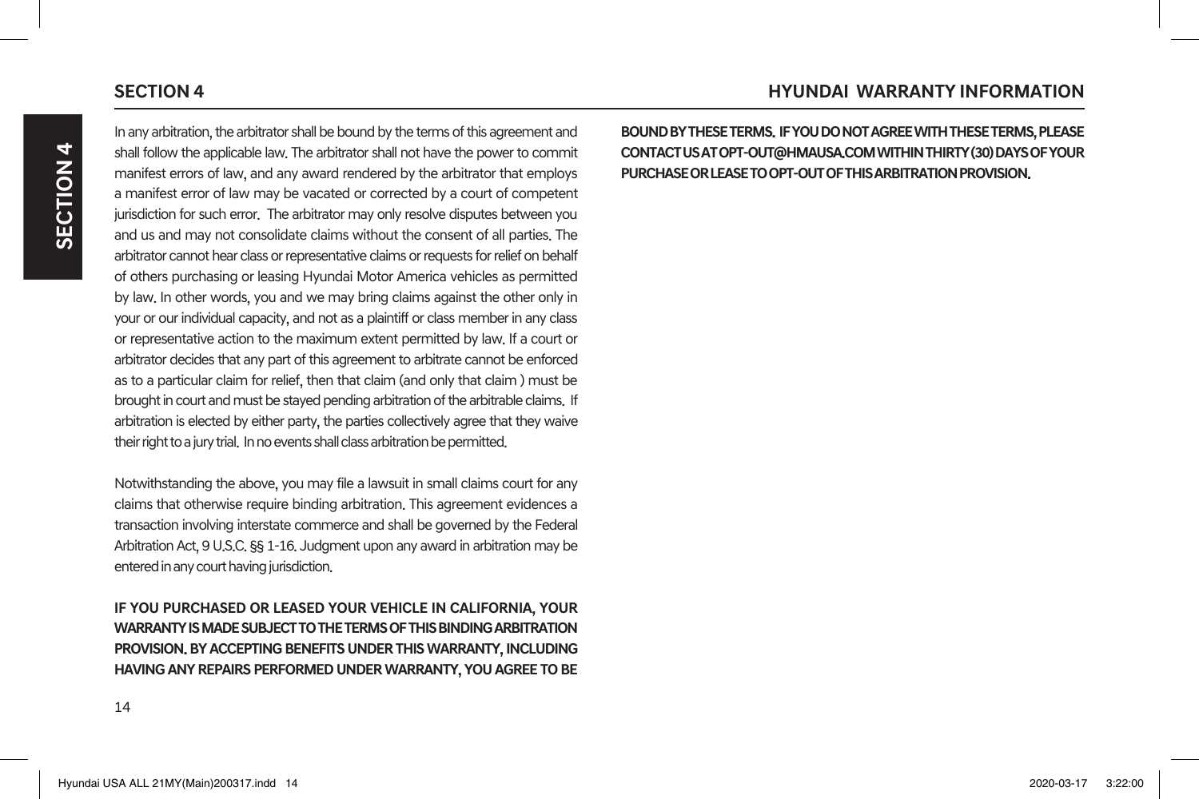In any arbitration, the arbitrator shall be bound by the terms of this agreement and shall follow the applicable law. The arbitrator shall not have the power to commit manifest errors of law, and any award rendered by the arbitrator that employs a manifest error of law may be vacated or corrected by a court of competent jurisdiction for such error. The arbitrator may only resolve disputes between you and us and may not consolidate claims without the consent of all parties. The arbitrator cannot hear class or representative claims or requests for relief on behalf of others purchasing or leasing Hyundai Motor America vehicles as permitted by law. In other words, you and we may bring claims against the other only in your or our individual capacity, and not as a plaintiff or class member in any class or representative action to the maximum extent permitted by law. If a court or arbitrator decides that any part of this agreement to arbitrate cannot be enforced as to a particular claim for relief, then that claim (and only that claim ) must be brought in court and must be stayed pending arbitration of the arbitrable claims. If arbitration is elected by either party, the parties collectively agree that they waive their right to a jury trial. In no events shall class arbitration be permitted.

Notwithstanding the above, you may file a lawsuit in small claims court for any claims that otherwise require binding arbitration. This agreement evidences a transaction involving interstate commerce and shall be governed by the Federal Arbitration Act, 9 U.S.C. §§ 1-16. Judgment upon any award in arbitration may be entered in any court having jurisdiction.

**IF YOU PURCHASED OR LEASED YOUR VEHICLE IN CALIFORNIA, YOUR WARRANTY IS MADE SUBJECT TO THE TERMS OF THIS BINDING ARBITRATION PROVISION. BY ACCEPTING BENEFITS UNDER THIS WARRANTY, INCLUDING HAVING ANY REPAIRS PERFORMED UNDER WARRANTY, YOU AGREE TO BE BOUND BY THESE TERMS. IF YOU DO NOT AGREE WITH THESE TERMS, PLEASE CONTACT US AT OPT-OUT@HMAUSA.COM WITHIN THIRTY (30) DAYS OF YOUR PURCHASE OR LEASE TO OPT-OUT OF THIS ARBITRATION PROVISION.**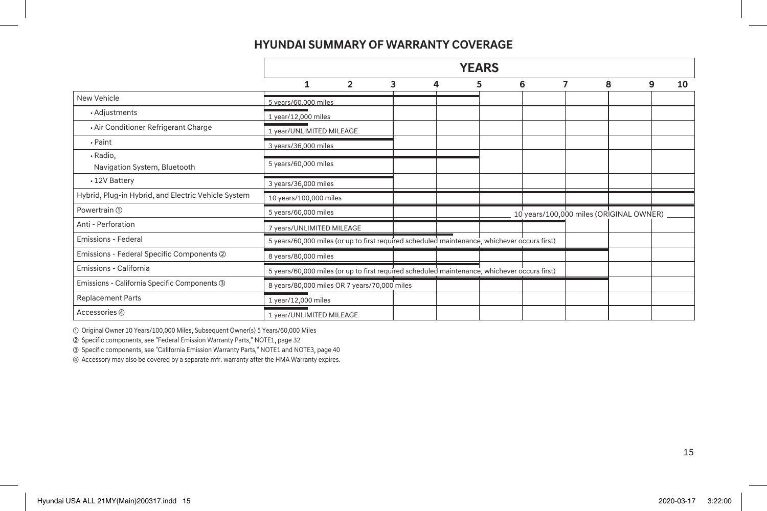# HYUNDAI SUMMARY OF WARRANTY COVERAGE

| Coverage | Years (1–10) |
|---|---|
| New Vehicle | 5 years/60,000 miles |
| • Adjustments | 1 year/12,000 miles |
| • Air Conditioner Refrigerant Charge | 1 year/UNLIMITED MILEAGE |
| • Paint | 3 years/36,000 miles |
| • Radio, Navigation System, Bluetooth | 5 years/60,000 miles |
| • 12V Battery | 3 years/36,000 miles |
| Hybrid, Plug-in Hybrid, and Electric Vehicle System | 10 years/100,000 miles |
| Powertrain ① | 5 years/60,000 miles; 10 years/100,000 miles (ORIGINAL OWNER) |
| Anti - Perforation | 7 years/UNLIMITED MILEAGE |
| Emissions - Federal | 5 years/60,000 miles (or up to first required scheduled maintenance, whichever occurs first) |
| Emissions - Federal Specific Components ② | 8 years/80,000 miles |
| Emissions - California | 5 years/60,000 miles (or up to first required scheduled maintenance, whichever occurs first) |
| Emissions - California Specific Components ③ | 8 years/80,000 miles OR 7 years/70,000 miles |
| Replacement Parts | 1 year/12,000 miles |
| Accessories ④ | 1 year/UNLIMITED MILEAGE |

① Original Owner 10 Years/100,000 Miles, Subsequent Owner(s) 5 Years/60,000 Miles

② Specific components, see "Federal Emission Warranty Parts," NOTE1, page 32

③ Specific components, see "California Emission Warranty Parts," NOTE1 and NOTE3, page 40

④ Accessory may also be covered by a separate mfr. warranty after the HMA Warranty expires.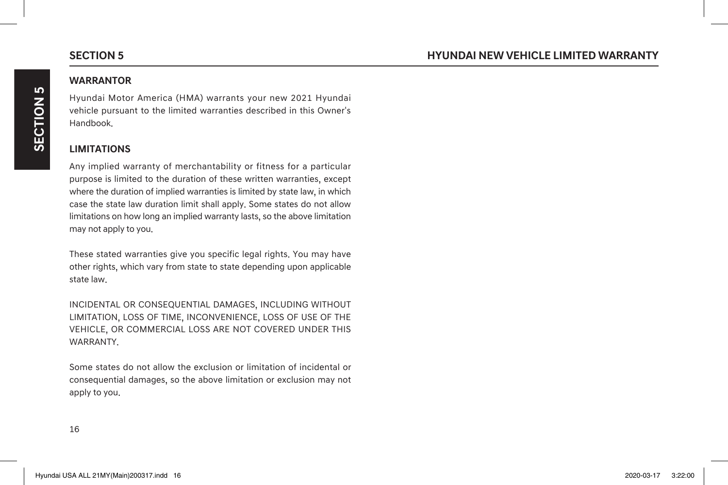## WARRANTOR

Hyundai Motor America (HMA) warrants your new 2021 Hyundai vehicle pursuant to the limited warranties described in this Owner's Handbook.

## LIMITATIONS

Any implied warranty of merchantability or fitness for a particular purpose is limited to the duration of these written warranties, except where the duration of implied warranties is limited by state law, in which case the state law duration limit shall apply. Some states do not allow limitations on how long an implied warranty lasts, so the above limitation may not apply to you.

These stated warranties give you specific legal rights. You may have other rights, which vary from state to state depending upon applicable state law.

INCIDENTAL OR CONSEQUENTIAL DAMAGES, INCLUDING WITHOUT LIMITATION, LOSS OF TIME, INCONVENIENCE, LOSS OF USE OF THE VEHICLE, OR COMMERCIAL LOSS ARE NOT COVERED UNDER THIS WARRANTY.

Some states do not allow the exclusion or limitation of incidental or consequential damages, so the above limitation or exclusion may not apply to you.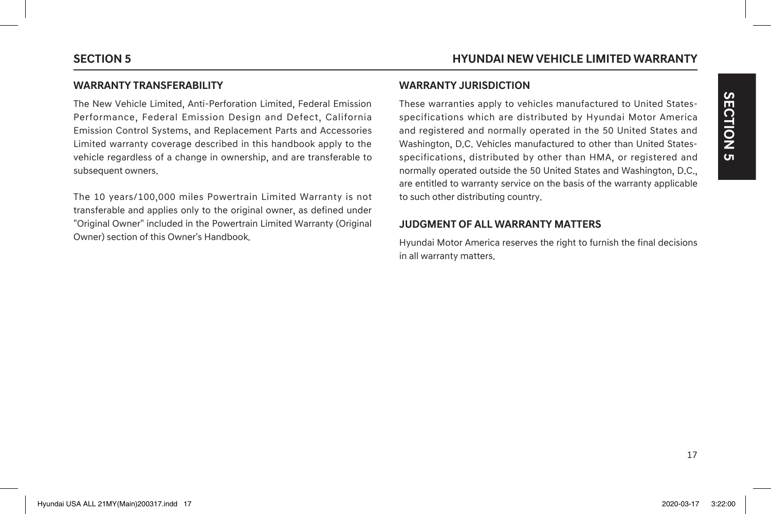## WARRANTY TRANSFERABILITY

The New Vehicle Limited, Anti-Perforation Limited, Federal Emission Performance, Federal Emission Design and Defect, California Emission Control Systems, and Replacement Parts and Accessories Limited warranty coverage described in this handbook apply to the vehicle regardless of a change in ownership, and are transferable to subsequent owners.

The 10 years/100,000 miles Powertrain Limited Warranty is not transferable and applies only to the original owner, as defined under "Original Owner" included in the Powertrain Limited Warranty (Original Owner) section of this Owner's Handbook.

## WARRANTY JURISDICTION

These warranties apply to vehicles manufactured to United States-specifications which are distributed by Hyundai Motor America and registered and normally operated in the 50 United States and Washington, D.C. Vehicles manufactured to other than United States-specifications, distributed by other than HMA, or registered and normally operated outside the 50 United States and Washington, D.C., are entitled to warranty service on the basis of the warranty applicable to such other distributing country.

## JUDGMENT OF ALL WARRANTY MATTERS

Hyundai Motor America reserves the right to furnish the final decisions in all warranty matters.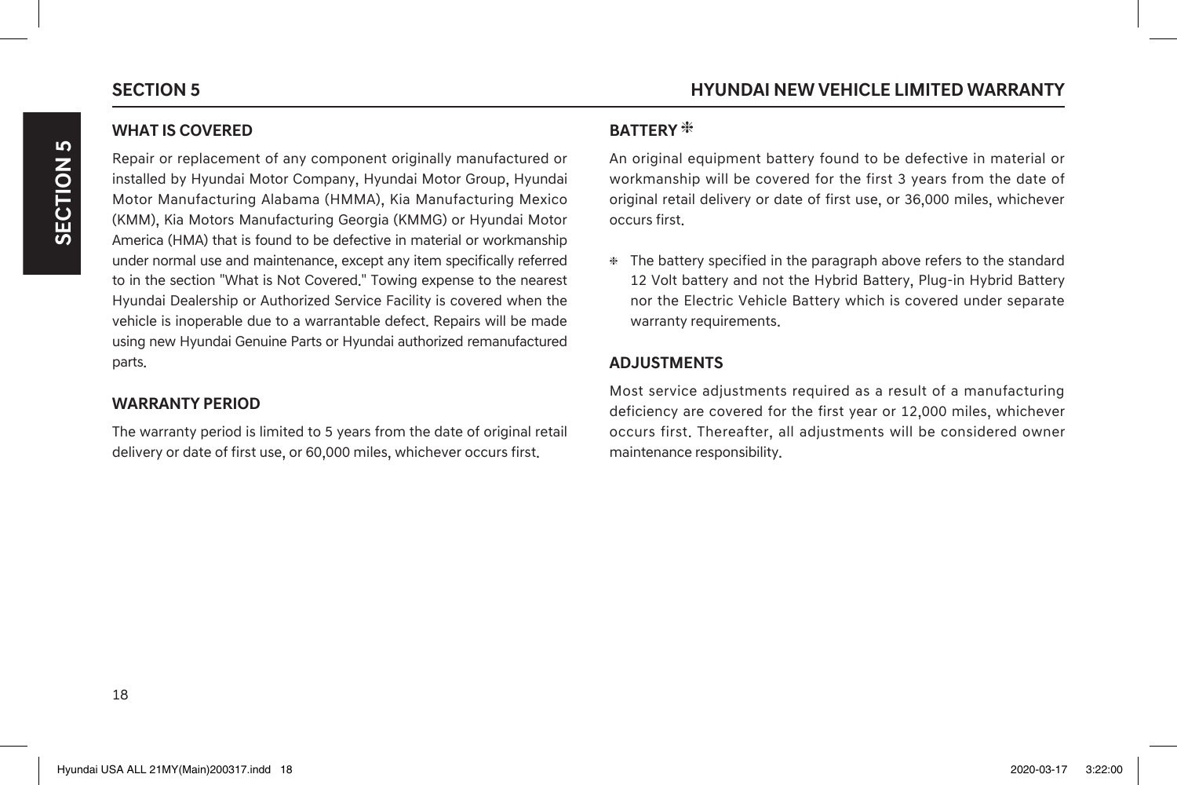## WHAT IS COVERED

Repair or replacement of any component originally manufactured or installed by Hyundai Motor Company, Hyundai Motor Group, Hyundai Motor Manufacturing Alabama (HMMA), Kia Manufacturing Mexico (KMM), Kia Motors Manufacturing Georgia (KMMG) or Hyundai Motor America (HMA) that is found to be defective in material or workmanship under normal use and maintenance, except any item specifically referred to in the section "What is Not Covered." Towing expense to the nearest Hyundai Dealership or Authorized Service Facility is covered when the vehicle is inoperable due to a warrantable defect. Repairs will be made using new Hyundai Genuine Parts or Hyundai authorized remanufactured parts.

## WARRANTY PERIOD

The warranty period is limited to 5 years from the date of original retail delivery or date of first use, or 60,000 miles, whichever occurs first.

## BATTERY ❈

An original equipment battery found to be defective in material or workmanship will be covered for the first 3 years from the date of original retail delivery or date of first use, or 36,000 miles, whichever occurs first.

❈ The battery specified in the paragraph above refers to the standard 12 Volt battery and not the Hybrid Battery, Plug-in Hybrid Battery nor the Electric Vehicle Battery which is covered under separate warranty requirements.

## ADJUSTMENTS

Most service adjustments required as a result of a manufacturing deficiency are covered for the first year or 12,000 miles, whichever occurs first. Thereafter, all adjustments will be considered owner maintenance responsibility.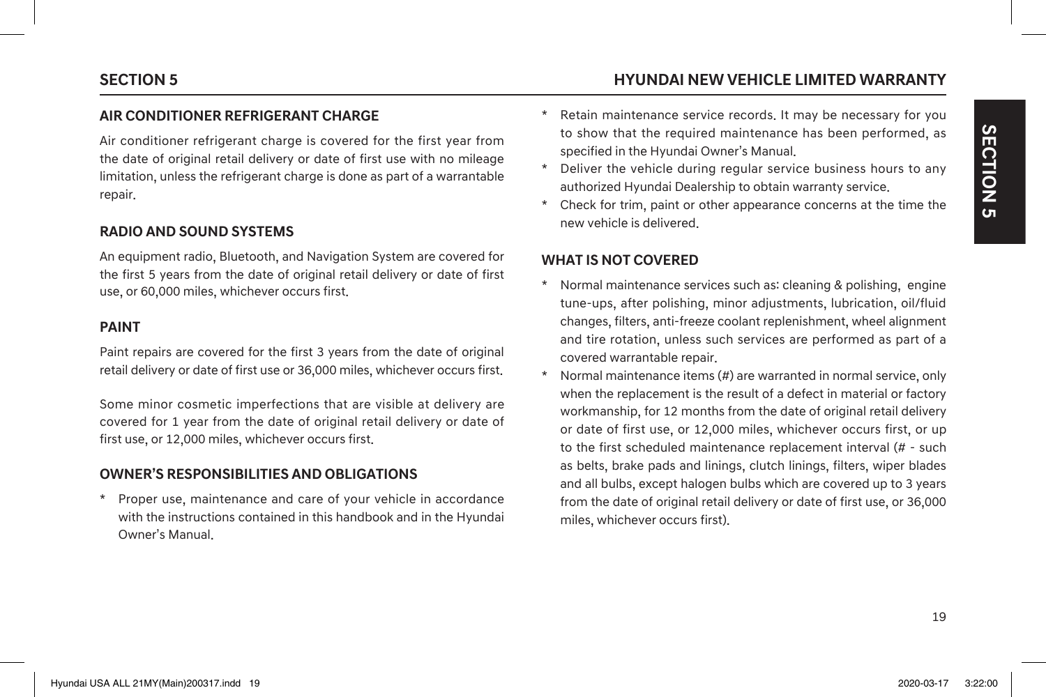## AIR CONDITIONER REFRIGERANT CHARGE

Air conditioner refrigerant charge is covered for the first year from the date of original retail delivery or date of first use with no mileage limitation, unless the refrigerant charge is done as part of a warrantable repair.

## RADIO AND SOUND SYSTEMS

An equipment radio, Bluetooth, and Navigation System are covered for the first 5 years from the date of original retail delivery or date of first use, or 60,000 miles, whichever occurs first.

## PAINT

Paint repairs are covered for the first 3 years from the date of original retail delivery or date of first use or 36,000 miles, whichever occurs first.

Some minor cosmetic imperfections that are visible at delivery are covered for 1 year from the date of original retail delivery or date of first use, or 12,000 miles, whichever occurs first.

## OWNER'S RESPONSIBILITIES AND OBLIGATIONS

* Proper use, maintenance and care of your vehicle in accordance with the instructions contained in this handbook and in the Hyundai Owner's Manual.
* Retain maintenance service records. It may be necessary for you to show that the required maintenance has been performed, as specified in the Hyundai Owner's Manual.
* Deliver the vehicle during regular service business hours to any authorized Hyundai Dealership to obtain warranty service.
* Check for trim, paint or other appearance concerns at the time the new vehicle is delivered.

## WHAT IS NOT COVERED

* Normal maintenance services such as: cleaning & polishing, engine tune-ups, after polishing, minor adjustments, lubrication, oil/fluid changes, filters, anti-freeze coolant replenishment, wheel alignment and tire rotation, unless such services are performed as part of a covered warrantable repair.
* Normal maintenance items (#) are warranted in normal service, only when the replacement is the result of a defect in material or factory workmanship, for 12 months from the date of original retail delivery or date of first use, or 12,000 miles, whichever occurs first, or up to the first scheduled maintenance replacement interval (# - such as belts, brake pads and linings, clutch linings, filters, wiper blades and all bulbs, except halogen bulbs which are covered up to 3 years from the date of original retail delivery or date of first use, or 36,000 miles, whichever occurs first).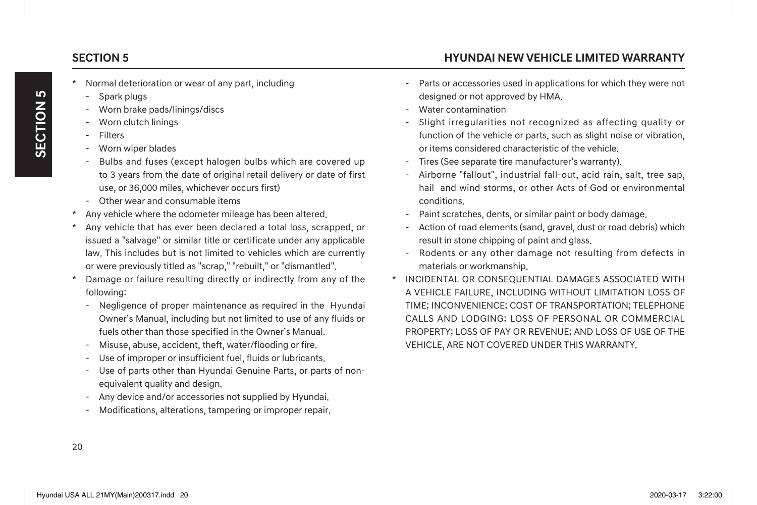* Normal deterioration or wear of any part, including
  - Spark plugs
  - Worn brake pads/linings/discs
  - Worn clutch linings
  - Filters
  - Worn wiper blades
  - Bulbs and fuses (except halogen bulbs which are covered up to 3 years from the date of original retail delivery or date of first use, or 36,000 miles, whichever occurs first)
  - Other wear and consumable items
* Any vehicle where the odometer mileage has been altered.
* Any vehicle that has ever been declared a total loss, scrapped, or issued a "salvage" or similar title or certificate under any applicable law. This includes but is not limited to vehicles which are currently or were previously titled as "scrap," "rebuilt," or "dismantled".
* Damage or failure resulting directly or indirectly from any of the following:
  - Negligence of proper maintenance as required in the Hyundai Owner's Manual, including but not limited to use of any fluids or fuels other than those specified in the Owner's Manual.
  - Misuse, abuse, accident, theft, water/flooding or fire.
  - Use of improper or insufficient fuel, fluids or lubricants.
  - Use of parts other than Hyundai Genuine Parts, or parts of non-equivalent quality and design.
  - Any device and/or accessories not supplied by Hyundai.
  - Modifications, alterations, tampering or improper repair.
  - Parts or accessories used in applications for which they were not designed or not approved by HMA.
  - Water contamination
  - Slight irregularities not recognized as affecting quality or function of the vehicle or parts, such as slight noise or vibration, or items considered characteristic of the vehicle.
  - Tires (See separate tire manufacturer's warranty).
  - Airborne "fallout", industrial fall-out, acid rain, salt, tree sap, hail and wind storms, or other Acts of God or environmental conditions.
  - Paint scratches, dents, or similar paint or body damage.
  - Action of road elements (sand, gravel, dust or road debris) which result in stone chipping of paint and glass.
  - Rodents or any other damage not resulting from defects in materials or workmanship.
* INCIDENTAL OR CONSEQUENTIAL DAMAGES ASSOCIATED WITH A VEHICLE FAILURE, INCLUDING WITHOUT LIMITATION LOSS OF TIME; INCONVENIENCE; COST OF TRANSPORTATION; TELEPHONE CALLS AND LODGING; LOSS OF PERSONAL OR COMMERCIAL PROPERTY; LOSS OF PAY OR REVENUE; AND LOSS OF USE OF THE VEHICLE, ARE NOT COVERED UNDER THIS WARRANTY.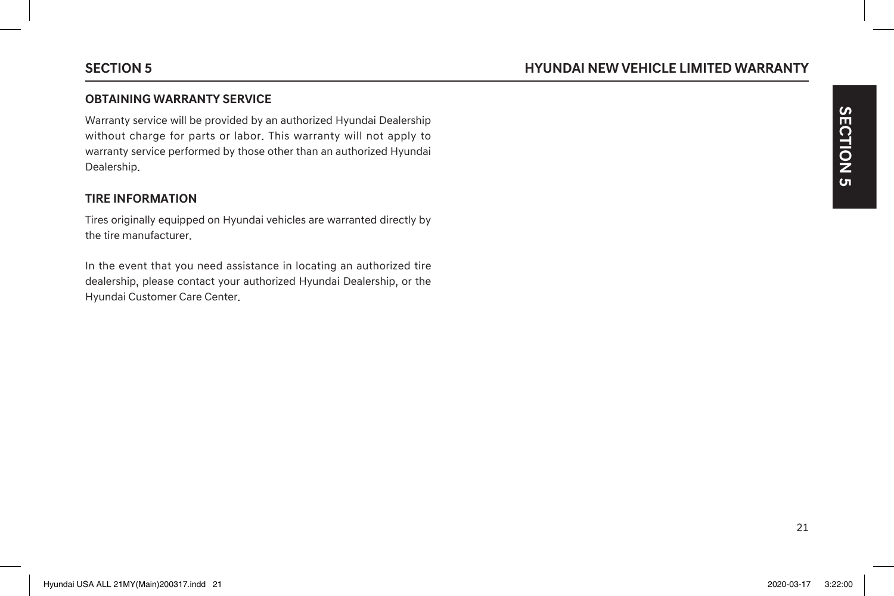### OBTAINING WARRANTY SERVICE

Warranty service will be provided by an authorized Hyundai Dealership without charge for parts or labor. This warranty will not apply to warranty service performed by those other than an authorized Hyundai Dealership.

### TIRE INFORMATION

Tires originally equipped on Hyundai vehicles are warranted directly by the tire manufacturer.

In the event that you need assistance in locating an authorized tire dealership, please contact your authorized Hyundai Dealership, or the Hyundai Customer Care Center.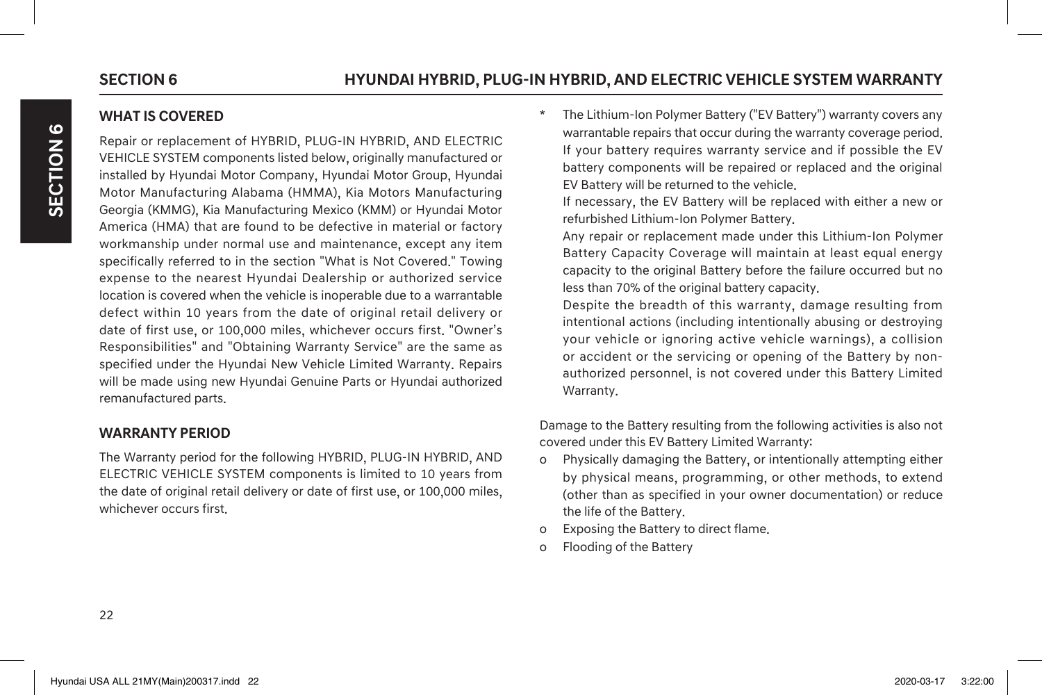## SECTION 6 HYUNDAI HYBRID, PLUG-IN HYBRID, AND ELECTRIC VEHICLE SYSTEM WARRANTY

### WHAT IS COVERED

Repair or replacement of HYBRID, PLUG-IN HYBRID, AND ELECTRIC VEHICLE SYSTEM components listed below, originally manufactured or installed by Hyundai Motor Company, Hyundai Motor Group, Hyundai Motor Manufacturing Alabama (HMMA), Kia Motors Manufacturing Georgia (KMMG), Kia Manufacturing Mexico (KMM) or Hyundai Motor America (HMA) that are found to be defective in material or factory workmanship under normal use and maintenance, except any item specifically referred to in the section "What is Not Covered." Towing expense to the nearest Hyundai Dealership or authorized service location is covered when the vehicle is inoperable due to a warrantable defect within 10 years from the date of original retail delivery or date of first use, or 100,000 miles, whichever occurs first. "Owner's Responsibilities" and "Obtaining Warranty Service" are the same as specified under the Hyundai New Vehicle Limited Warranty. Repairs will be made using new Hyundai Genuine Parts or Hyundai authorized remanufactured parts.

### WARRANTY PERIOD

The Warranty period for the following HYBRID, PLUG-IN HYBRID, AND ELECTRIC VEHICLE SYSTEM components is limited to 10 years from the date of original retail delivery or date of first use, or 100,000 miles, whichever occurs first.

\* The Lithium-Ion Polymer Battery ("EV Battery") warranty covers any warrantable repairs that occur during the warranty coverage period. If your battery requires warranty service and if possible the EV battery components will be repaired or replaced and the original EV Battery will be returned to the vehicle.

If necessary, the EV Battery will be replaced with either a new or refurbished Lithium-Ion Polymer Battery.

Any repair or replacement made under this Lithium-Ion Polymer Battery Capacity Coverage will maintain at least equal energy capacity to the original Battery before the failure occurred but no less than 70% of the original battery capacity.

Despite the breadth of this warranty, damage resulting from intentional actions (including intentionally abusing or destroying your vehicle or ignoring active vehicle warnings), a collision or accident or the servicing or opening of the Battery by non-authorized personnel, is not covered under this Battery Limited Warranty.

Damage to the Battery resulting from the following activities is also not covered under this EV Battery Limited Warranty:

- o Physically damaging the Battery, or intentionally attempting either by physical means, programming, or other methods, to extend (other than as specified in your owner documentation) or reduce the life of the Battery.
- o Exposing the Battery to direct flame.
- o Flooding of the Battery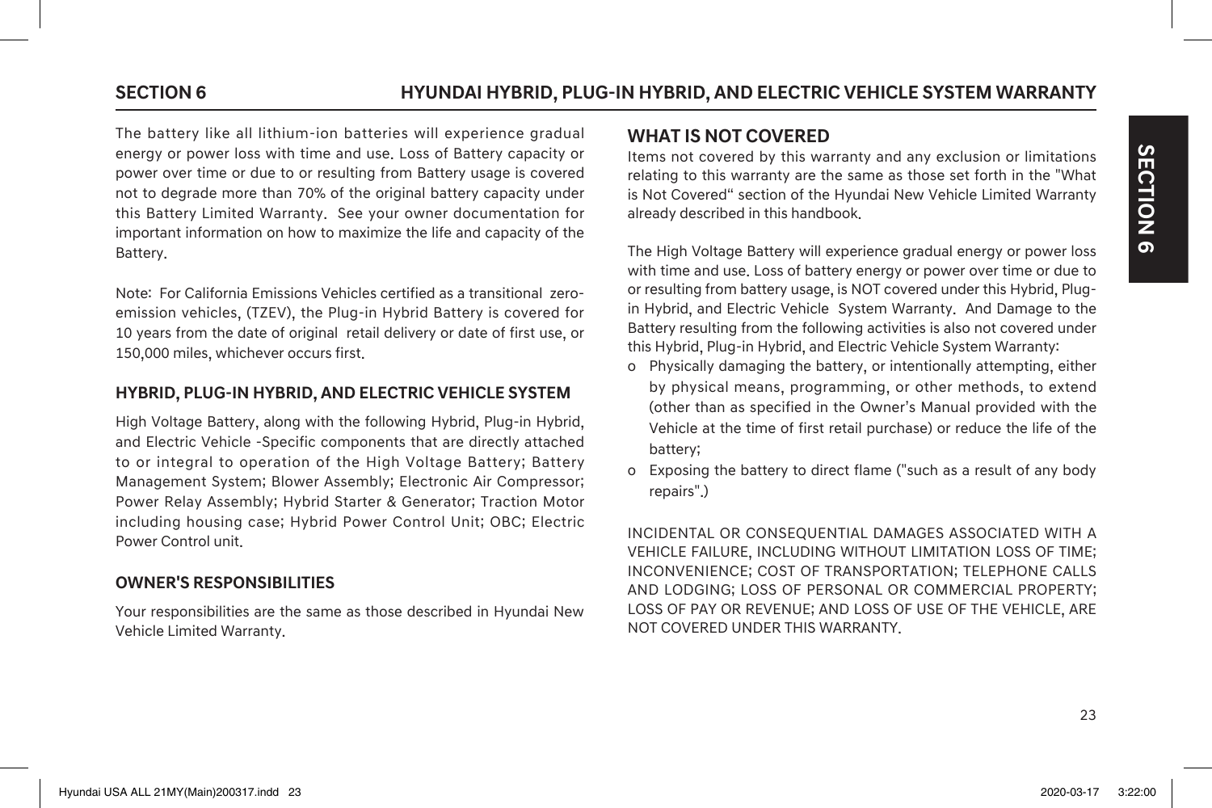The battery like all lithium-ion batteries will experience gradual energy or power loss with time and use. Loss of Battery capacity or power over time or due to or resulting from Battery usage is covered not to degrade more than 70% of the original battery capacity under this Battery Limited Warranty. See your owner documentation for important information on how to maximize the life and capacity of the Battery.

Note: For California Emissions Vehicles certified as a transitional zero-emission vehicles, (TZEV), the Plug-in Hybrid Battery is covered for 10 years from the date of original retail delivery or date of first use, or 150,000 miles, whichever occurs first.

### HYBRID, PLUG-IN HYBRID, AND ELECTRIC VEHICLE SYSTEM

High Voltage Battery, along with the following Hybrid, Plug-in Hybrid, and Electric Vehicle -Specific components that are directly attached to or integral to operation of the High Voltage Battery; Battery Management System; Blower Assembly; Electronic Air Compressor; Power Relay Assembly; Hybrid Starter & Generator; Traction Motor including housing case; Hybrid Power Control Unit; OBC; Electric Power Control unit.

### OWNER'S RESPONSIBILITIES

Your responsibilities are the same as those described in Hyundai New Vehicle Limited Warranty.

## WHAT IS NOT COVERED

Items not covered by this warranty and any exclusion or limitations relating to this warranty are the same as those set forth in the "What is Not Covered“ section of the Hyundai New Vehicle Limited Warranty already described in this handbook.

The High Voltage Battery will experience gradual energy or power loss with time and use. Loss of battery energy or power over time or due to or resulting from battery usage, is NOT covered under this Hybrid, Plug-in Hybrid, and Electric Vehicle System Warranty. And Damage to the Battery resulting from the following activities is also not covered under this Hybrid, Plug-in Hybrid, and Electric Vehicle System Warranty:

- Physically damaging the battery, or intentionally attempting, either by physical means, programming, or other methods, to extend (other than as specified in the Owner's Manual provided with the Vehicle at the time of first retail purchase) or reduce the life of the battery;
- Exposing the battery to direct flame ("such as a result of any body repairs".)

INCIDENTAL OR CONSEQUENTIAL DAMAGES ASSOCIATED WITH A VEHICLE FAILURE, INCLUDING WITHOUT LIMITATION LOSS OF TIME; INCONVENIENCE; COST OF TRANSPORTATION; TELEPHONE CALLS AND LODGING; LOSS OF PERSONAL OR COMMERCIAL PROPERTY; LOSS OF PAY OR REVENUE; AND LOSS OF USE OF THE VEHICLE, ARE NOT COVERED UNDER THIS WARRANTY.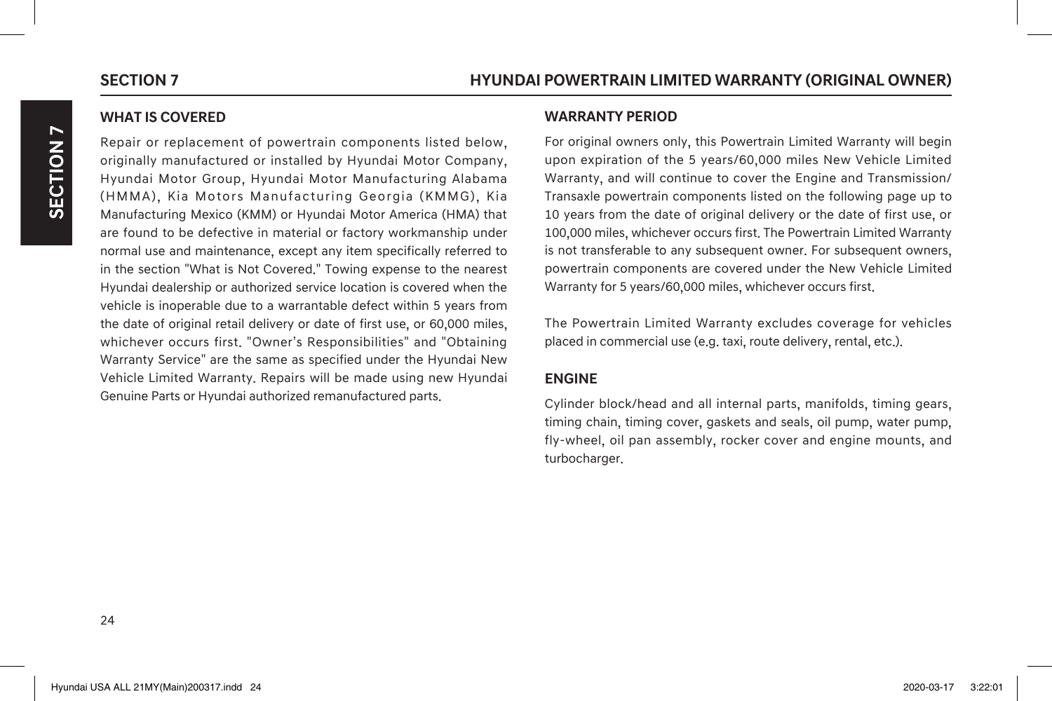## SECTION 7

## HYUNDAI POWERTRAIN LIMITED WARRANTY (ORIGINAL OWNER)

### WHAT IS COVERED

Repair or replacement of powertrain components listed below, originally manufactured or installed by Hyundai Motor Company, Hyundai Motor Group, Hyundai Motor Manufacturing Alabama (HMMA), Kia Motors Manufacturing Georgia (KMMG), Kia Manufacturing Mexico (KMM) or Hyundai Motor America (HMA) that are found to be defective in material or factory workmanship under normal use and maintenance, except any item specifically referred to in the section "What is Not Covered." Towing expense to the nearest Hyundai dealership or authorized service location is covered when the vehicle is inoperable due to a warrantable defect within 5 years from the date of original retail delivery or date of first use, or 60,000 miles, whichever occurs first. "Owner's Responsibilities" and "Obtaining Warranty Service" are the same as specified under the Hyundai New Vehicle Limited Warranty. Repairs will be made using new Hyundai Genuine Parts or Hyundai authorized remanufactured parts.

### WARRANTY PERIOD

For original owners only, this Powertrain Limited Warranty will begin upon expiration of the 5 years/60,000 miles New Vehicle Limited Warranty, and will continue to cover the Engine and Transmission/Transaxle powertrain components listed on the following page up to 10 years from the date of original delivery or the date of first use, or 100,000 miles, whichever occurs first. The Powertrain Limited Warranty is not transferable to any subsequent owner. For subsequent owners, powertrain components are covered under the New Vehicle Limited Warranty for 5 years/60,000 miles, whichever occurs first.

The Powertrain Limited Warranty excludes coverage for vehicles placed in commercial use (e.g. taxi, route delivery, rental, etc.).

### ENGINE

Cylinder block/head and all internal parts, manifolds, timing gears, timing chain, timing cover, gaskets and seals, oil pump, water pump, fly-wheel, oil pan assembly, rocker cover and engine mounts, and turbocharger.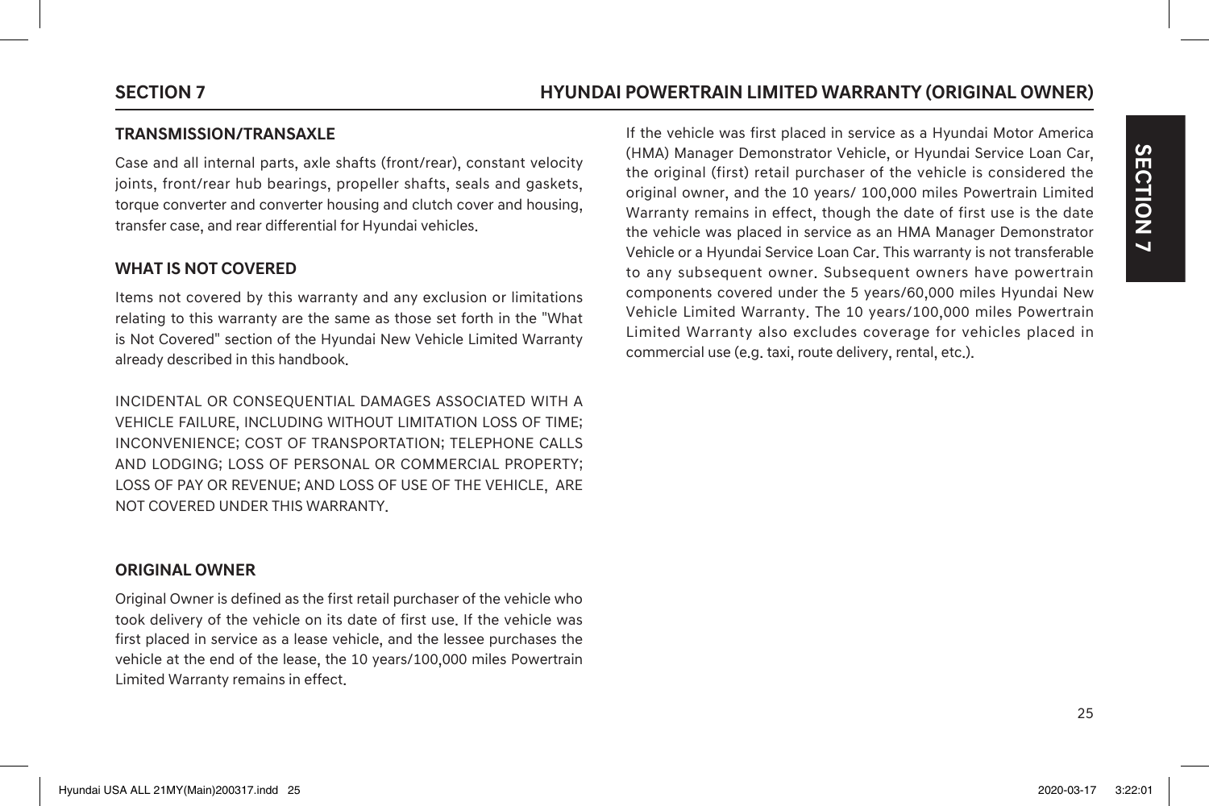### TRANSMISSION/TRANSAXLE

Case and all internal parts, axle shafts (front/rear), constant velocity joints, front/rear hub bearings, propeller shafts, seals and gaskets, torque converter and converter housing and clutch cover and housing, transfer case, and rear differential for Hyundai vehicles.

### WHAT IS NOT COVERED

Items not covered by this warranty and any exclusion or limitations relating to this warranty are the same as those set forth in the "What is Not Covered" section of the Hyundai New Vehicle Limited Warranty already described in this handbook.

INCIDENTAL OR CONSEQUENTIAL DAMAGES ASSOCIATED WITH A VEHICLE FAILURE, INCLUDING WITHOUT LIMITATION LOSS OF TIME; INCONVENIENCE; COST OF TRANSPORTATION; TELEPHONE CALLS AND LODGING; LOSS OF PERSONAL OR COMMERCIAL PROPERTY; LOSS OF PAY OR REVENUE; AND LOSS OF USE OF THE VEHICLE, ARE NOT COVERED UNDER THIS WARRANTY.

### ORIGINAL OWNER

Original Owner is defined as the first retail purchaser of the vehicle who took delivery of the vehicle on its date of first use. If the vehicle was first placed in service as a lease vehicle, and the lessee purchases the vehicle at the end of the lease, the 10 years/100,000 miles Powertrain Limited Warranty remains in effect.

If the vehicle was first placed in service as a Hyundai Motor America (HMA) Manager Demonstrator Vehicle, or Hyundai Service Loan Car, the original (first) retail purchaser of the vehicle is considered the original owner, and the 10 years/ 100,000 miles Powertrain Limited Warranty remains in effect, though the date of first use is the date the vehicle was placed in service as an HMA Manager Demonstrator Vehicle or a Hyundai Service Loan Car. This warranty is not transferable to any subsequent owner. Subsequent owners have powertrain components covered under the 5 years/60,000 miles Hyundai New Vehicle Limited Warranty. The 10 years/100,000 miles Powertrain Limited Warranty also excludes coverage for vehicles placed in commercial use (e.g. taxi, route delivery, rental, etc.).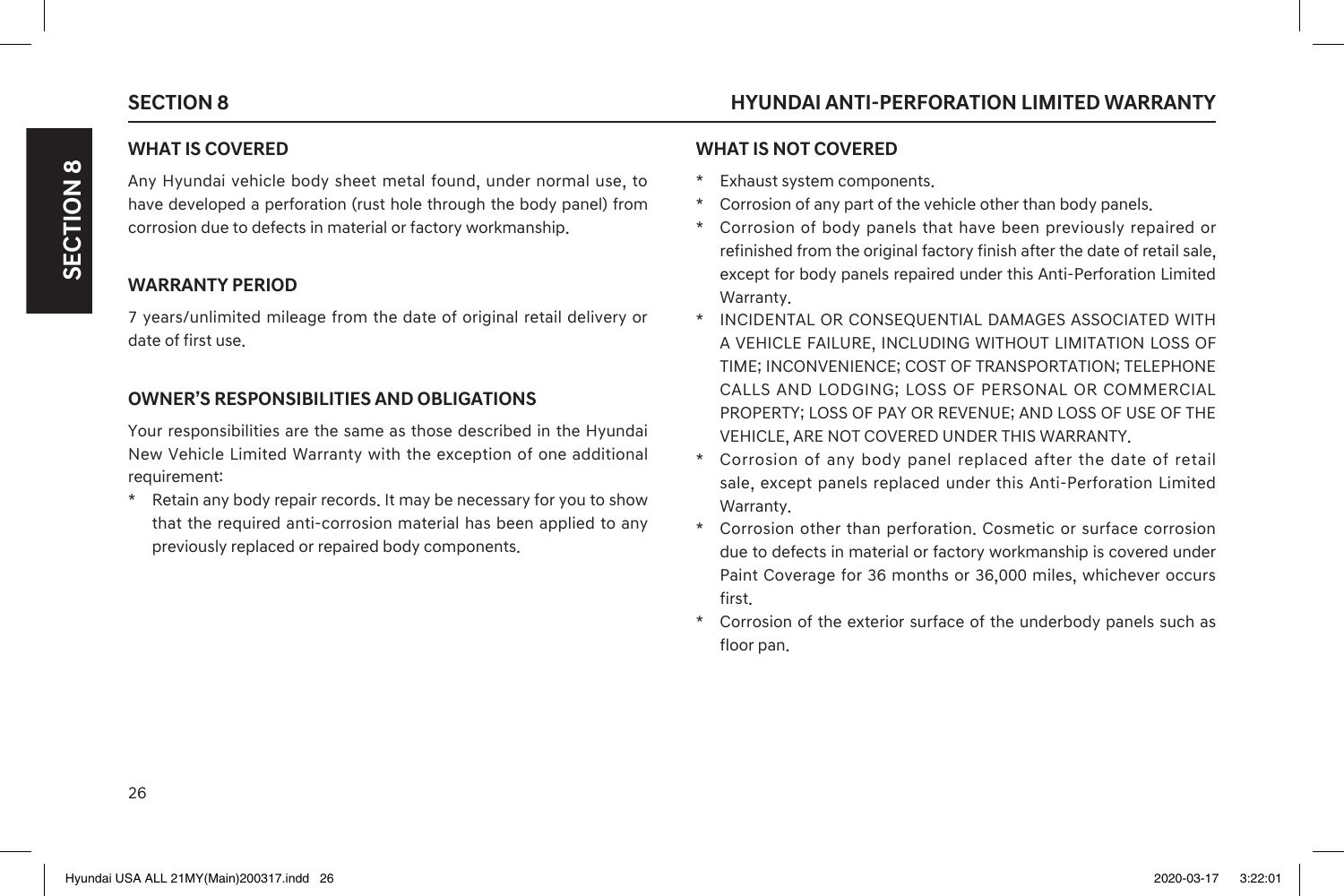## SECTION 8

## HYUNDAI ANTI-PERFORATION LIMITED WARRANTY

### WHAT IS COVERED

Any Hyundai vehicle body sheet metal found, under normal use, to have developed a perforation (rust hole through the body panel) from corrosion due to defects in material or factory workmanship.

### WARRANTY PERIOD

7 years/unlimited mileage from the date of original retail delivery or date of first use.

### OWNER'S RESPONSIBILITIES AND OBLIGATIONS

Your responsibilities are the same as those described in the Hyundai New Vehicle Limited Warranty with the exception of one additional requirement:

* Retain any body repair records. It may be necessary for you to show that the required anti-corrosion material has been applied to any previously replaced or repaired body components.

### WHAT IS NOT COVERED

* Exhaust system components.
* Corrosion of any part of the vehicle other than body panels.
* Corrosion of body panels that have been previously repaired or refinished from the original factory finish after the date of retail sale, except for body panels repaired under this Anti-Perforation Limited Warranty.
* INCIDENTAL OR CONSEQUENTIAL DAMAGES ASSOCIATED WITH A VEHICLE FAILURE, INCLUDING WITHOUT LIMITATION LOSS OF TIME; INCONVENIENCE; COST OF TRANSPORTATION; TELEPHONE CALLS AND LODGING; LOSS OF PERSONAL OR COMMERCIAL PROPERTY; LOSS OF PAY OR REVENUE; AND LOSS OF USE OF THE VEHICLE, ARE NOT COVERED UNDER THIS WARRANTY.
* Corrosion of any body panel replaced after the date of retail sale, except panels replaced under this Anti-Perforation Limited Warranty.
* Corrosion other than perforation. Cosmetic or surface corrosion due to defects in material or factory workmanship is covered under Paint Coverage for 36 months or 36,000 miles, whichever occurs first.
* Corrosion of the exterior surface of the underbody panels such as floor pan.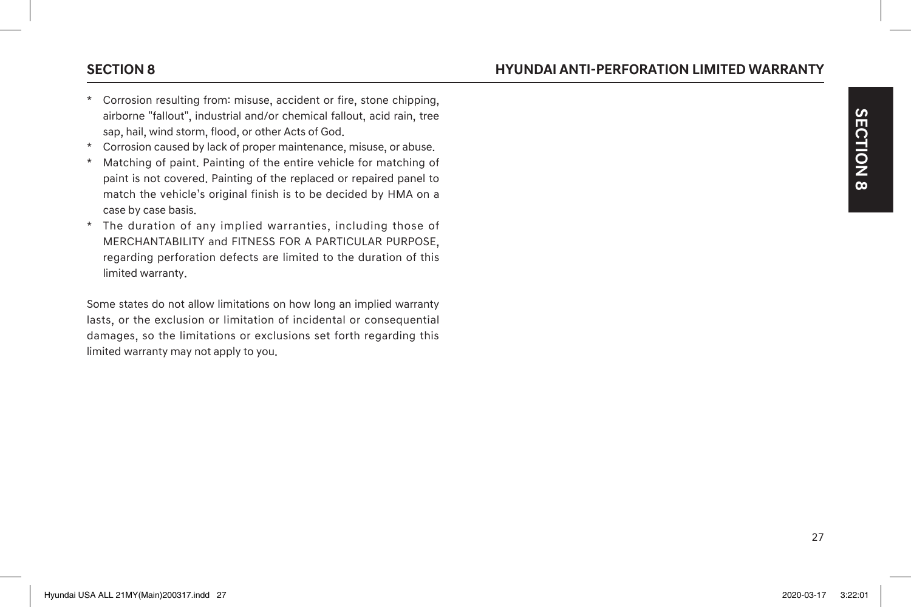* Corrosion resulting from: misuse, accident or fire, stone chipping, airborne "fallout", industrial and/or chemical fallout, acid rain, tree sap, hail, wind storm, flood, or other Acts of God.
* Corrosion caused by lack of proper maintenance, misuse, or abuse.
* Matching of paint. Painting of the entire vehicle for matching of paint is not covered. Painting of the replaced or repaired panel to match the vehicle's original finish is to be decided by HMA on a case by case basis.
* The duration of any implied warranties, including those of MERCHANTABILITY and FITNESS FOR A PARTICULAR PURPOSE, regarding perforation defects are limited to the duration of this limited warranty.

Some states do not allow limitations on how long an implied warranty lasts, or the exclusion or limitation of incidental or consequential damages, so the limitations or exclusions set forth regarding this limited warranty may not apply to you.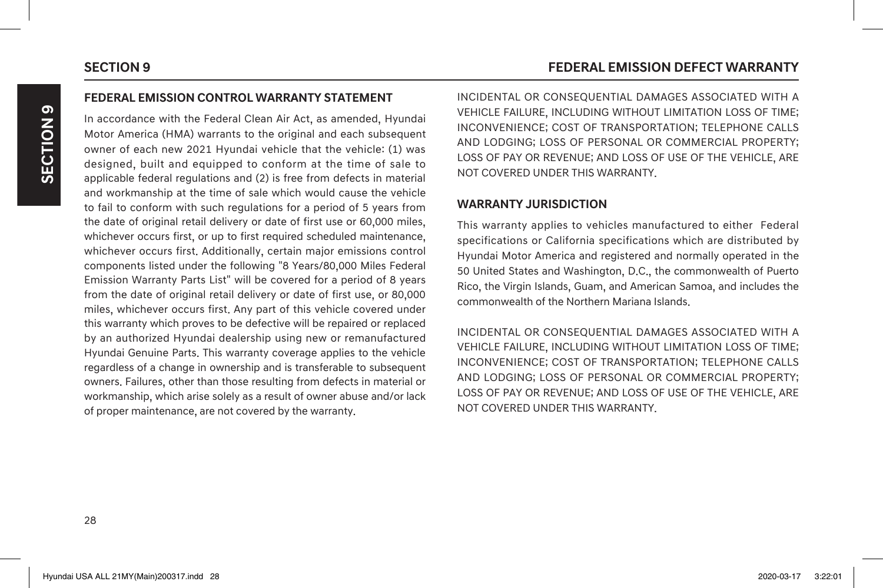## FEDERAL EMISSION CONTROL WARRANTY STATEMENT

In accordance with the Federal Clean Air Act, as amended, Hyundai Motor America (HMA) warrants to the original and each subsequent owner of each new 2021 Hyundai vehicle that the vehicle: (1) was designed, built and equipped to conform at the time of sale to applicable federal regulations and (2) is free from defects in material and workmanship at the time of sale which would cause the vehicle to fail to conform with such regulations for a period of 5 years from the date of original retail delivery or date of first use or 60,000 miles, whichever occurs first, or up to first required scheduled maintenance, whichever occurs first. Additionally, certain major emissions control components listed under the following "8 Years/80,000 Miles Federal Emission Warranty Parts List" will be covered for a period of 8 years from the date of original retail delivery or date of first use, or 80,000 miles, whichever occurs first. Any part of this vehicle covered under this warranty which proves to be defective will be repaired or replaced by an authorized Hyundai dealership using new or remanufactured Hyundai Genuine Parts. This warranty coverage applies to the vehicle regardless of a change in ownership and is transferable to subsequent owners. Failures, other than those resulting from defects in material or workmanship, which arise solely as a result of owner abuse and/or lack of proper maintenance, are not covered by the warranty.

INCIDENTAL OR CONSEQUENTIAL DAMAGES ASSOCIATED WITH A VEHICLE FAILURE, INCLUDING WITHOUT LIMITATION LOSS OF TIME; INCONVENIENCE; COST OF TRANSPORTATION; TELEPHONE CALLS AND LODGING; LOSS OF PERSONAL OR COMMERCIAL PROPERTY; LOSS OF PAY OR REVENUE; AND LOSS OF USE OF THE VEHICLE, ARE NOT COVERED UNDER THIS WARRANTY.

## WARRANTY JURISDICTION

This warranty applies to vehicles manufactured to either Federal specifications or California specifications which are distributed by Hyundai Motor America and registered and normally operated in the 50 United States and Washington, D.C., the commonwealth of Puerto Rico, the Virgin Islands, Guam, and American Samoa, and includes the commonwealth of the Northern Mariana Islands.

INCIDENTAL OR CONSEQUENTIAL DAMAGES ASSOCIATED WITH A VEHICLE FAILURE, INCLUDING WITHOUT LIMITATION LOSS OF TIME; INCONVENIENCE; COST OF TRANSPORTATION; TELEPHONE CALLS AND LODGING; LOSS OF PERSONAL OR COMMERCIAL PROPERTY; LOSS OF PAY OR REVENUE; AND LOSS OF USE OF THE VEHICLE, ARE NOT COVERED UNDER THIS WARRANTY.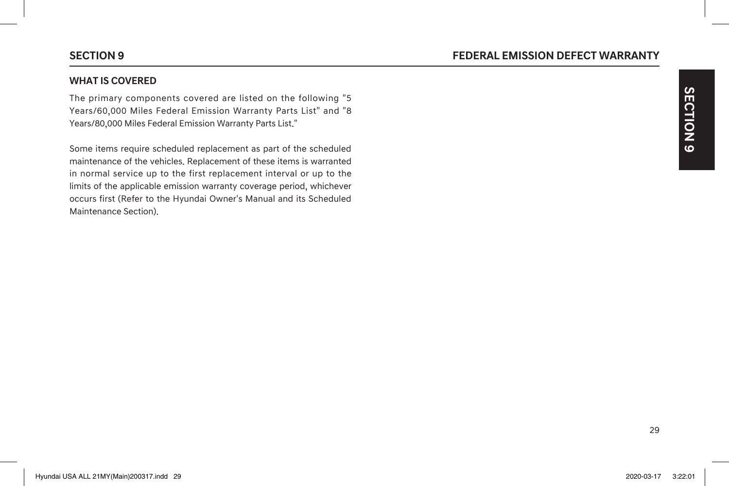## WHAT IS COVERED

The primary components covered are listed on the following "5 Years/60,000 Miles Federal Emission Warranty Parts List" and "8 Years/80,000 Miles Federal Emission Warranty Parts List."

Some items require scheduled replacement as part of the scheduled maintenance of the vehicles. Replacement of these items is warranted in normal service up to the first replacement interval or up to the limits of the applicable emission warranty coverage period, whichever occurs first (Refer to the Hyundai Owner's Manual and its Scheduled Maintenance Section).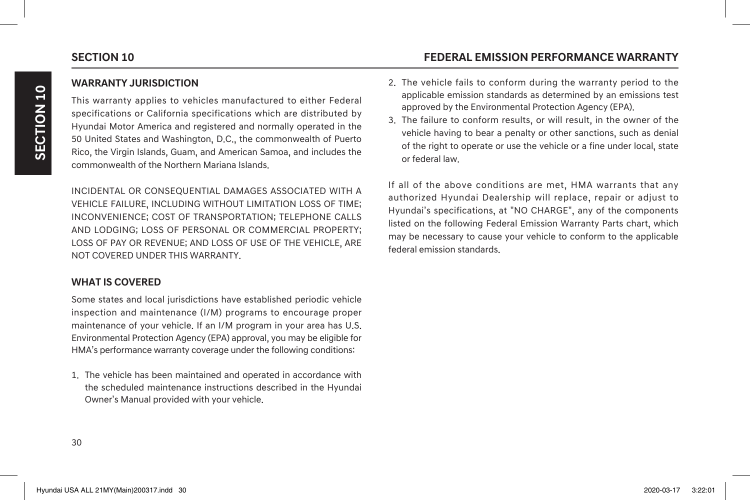## WARRANTY JURISDICTION

This warranty applies to vehicles manufactured to either Federal specifications or California specifications which are distributed by Hyundai Motor America and registered and normally operated in the 50 United States and Washington, D.C., the commonwealth of Puerto Rico, the Virgin Islands, Guam, and American Samoa, and includes the commonwealth of the Northern Mariana Islands.

INCIDENTAL OR CONSEQUENTIAL DAMAGES ASSOCIATED WITH A VEHICLE FAILURE, INCLUDING WITHOUT LIMITATION LOSS OF TIME; INCONVENIENCE; COST OF TRANSPORTATION; TELEPHONE CALLS AND LODGING; LOSS OF PERSONAL OR COMMERCIAL PROPERTY; LOSS OF PAY OR REVENUE; AND LOSS OF USE OF THE VEHICLE, ARE NOT COVERED UNDER THIS WARRANTY.

## WHAT IS COVERED

Some states and local jurisdictions have established periodic vehicle inspection and maintenance (I/M) programs to encourage proper maintenance of your vehicle. If an I/M program in your area has U.S. Environmental Protection Agency (EPA) approval, you may be eligible for HMA's performance warranty coverage under the following conditions:

1. The vehicle has been maintained and operated in accordance with the scheduled maintenance instructions described in the Hyundai Owner's Manual provided with your vehicle.
2. The vehicle fails to conform during the warranty period to the applicable emission standards as determined by an emissions test approved by the Environmental Protection Agency (EPA).
3. The failure to conform results, or will result, in the owner of the vehicle having to bear a penalty or other sanctions, such as denial of the right to operate or use the vehicle or a fine under local, state or federal law.

If all of the above conditions are met, HMA warrants that any authorized Hyundai Dealership will replace, repair or adjust to Hyundai's specifications, at "NO CHARGE", any of the components listed on the following Federal Emission Warranty Parts chart, which may be necessary to cause your vehicle to conform to the applicable federal emission standards.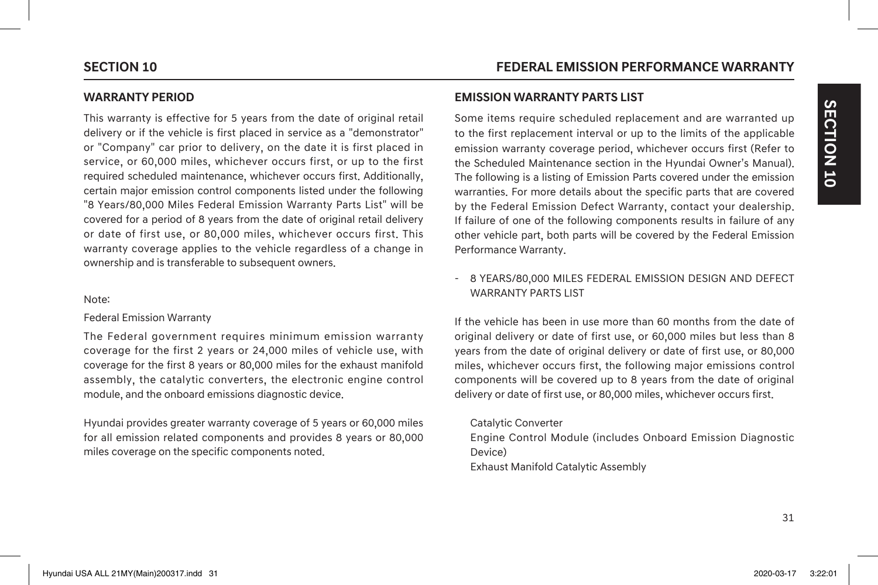## WARRANTY PERIOD

This warranty is effective for 5 years from the date of original retail delivery or if the vehicle is first placed in service as a "demonstrator" or "Company" car prior to delivery, on the date it is first placed in service, or 60,000 miles, whichever occurs first, or up to the first required scheduled maintenance, whichever occurs first. Additionally, certain major emission control components listed under the following "8 Years/80,000 Miles Federal Emission Warranty Parts List" will be covered for a period of 8 years from the date of original retail delivery or date of first use, or 80,000 miles, whichever occurs first. This warranty coverage applies to the vehicle regardless of a change in ownership and is transferable to subsequent owners.

Note:

Federal Emission Warranty

The Federal government requires minimum emission warranty coverage for the first 2 years or 24,000 miles of vehicle use, with coverage for the first 8 years or 80,000 miles for the exhaust manifold assembly, the catalytic converters, the electronic engine control module, and the onboard emissions diagnostic device.

Hyundai provides greater warranty coverage of 5 years or 60,000 miles for all emission related components and provides 8 years or 80,000 miles coverage on the specific components noted.

## EMISSION WARRANTY PARTS LIST

Some items require scheduled replacement and are warranted up to the first replacement interval or up to the limits of the applicable emission warranty coverage period, whichever occurs first (Refer to the Scheduled Maintenance section in the Hyundai Owner's Manual). The following is a listing of Emission Parts covered under the emission warranties. For more details about the specific parts that are covered by the Federal Emission Defect Warranty, contact your dealership. If failure of one of the following components results in failure of any other vehicle part, both parts will be covered by the Federal Emission Performance Warranty.

- 8 YEARS/80,000 MILES FEDERAL EMISSION DESIGN AND DEFECT WARRANTY PARTS LIST

If the vehicle has been in use more than 60 months from the date of original delivery or date of first use, or 60,000 miles but less than 8 years from the date of original delivery or date of first use, or 80,000 miles, whichever occurs first, the following major emissions control components will be covered up to 8 years from the date of original delivery or date of first use, or 80,000 miles, whichever occurs first.

Catalytic Converter
Engine Control Module (includes Onboard Emission Diagnostic Device)
Exhaust Manifold Catalytic Assembly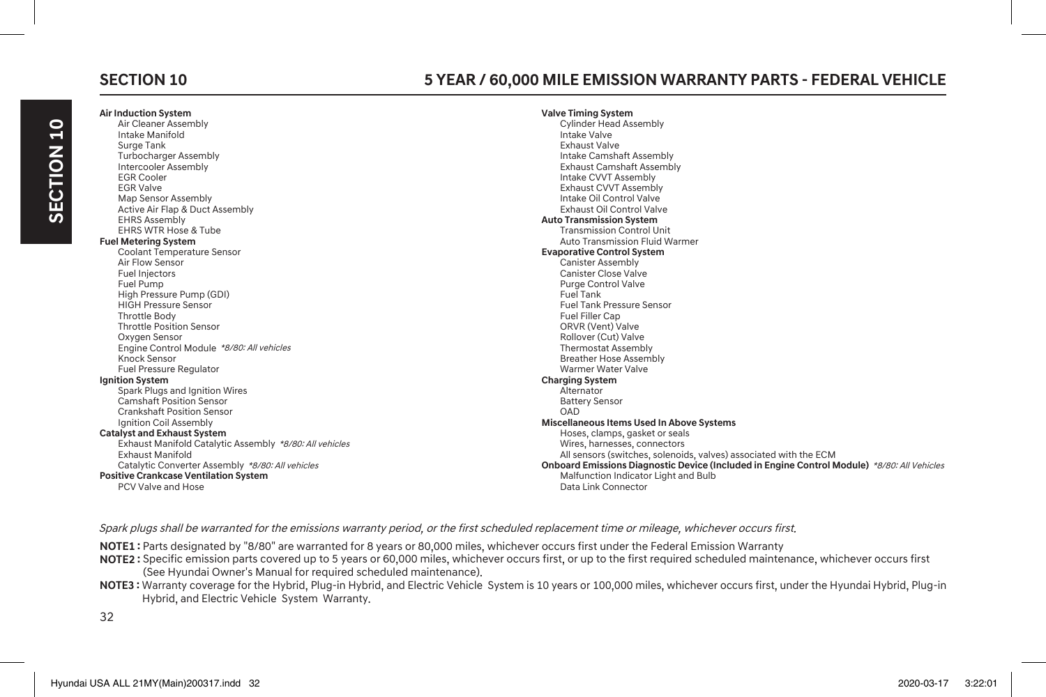## SECTION 10

## 5 YEAR / 60,000 MILE EMISSION WARRANTY PARTS - FEDERAL VEHICLE

**Air Induction System**
- Air Cleaner Assembly
- Intake Manifold
- Surge Tank
- Turbocharger Assembly
- Intercooler Assembly
- EGR Cooler
- EGR Valve
- Map Sensor Assembly
- Active Air Flap & Duct Assembly
- EHRS Assembly
- EHRS WTR Hose & Tube

**Fuel Metering System**
- Coolant Temperature Sensor
- Air Flow Sensor
- Fuel Injectors
- Fuel Pump
- High Pressure Pump (GDI)
- HIGH Pressure Sensor
- Throttle Body
- Throttle Position Sensor
- Oxygen Sensor
- Engine Control Module *\*8/80: All vehicles*
- Knock Sensor
- Fuel Pressure Regulator

**Ignition System**
- Spark Plugs and Ignition Wires
- Camshaft Position Sensor
- Crankshaft Position Sensor
- Ignition Coil Assembly

**Catalyst and Exhaust System**
- Exhaust Manifold Catalytic Assembly *\*8/80: All vehicles*
- Exhaust Manifold
- Catalytic Converter Assembly *\*8/80: All vehicles*

**Positive Crankcase Ventilation System**
- PCV Valve and Hose

**Valve Timing System**
- Cylinder Head Assembly
- Intake Valve
- Exhaust Valve
- Intake Camshaft Assembly
- Exhaust Camshaft Assembly
- Intake CVVT Assembly
- Exhaust CVVT Assembly
- Intake Oil Control Valve
- Exhaust Oil Control Valve

**Auto Transmission System**
- Transmission Control Unit
- Auto Transmission Fluid Warmer

**Evaporative Control System**
- Canister Assembly
- Canister Close Valve
- Purge Control Valve
- Fuel Tank
- Fuel Tank Pressure Sensor
- Fuel Filler Cap
- ORVR (Vent) Valve
- Rollover (Cut) Valve
- Thermostat Assembly
- Breather Hose Assembly
- Warmer Water Valve

**Charging System**
- Alternator
- Battery Sensor
- OAD

**Miscellaneous Items Used In Above Systems**
- Hoses, clamps, gasket or seals
- Wires, harnesses, connectors
- All sensors (switches, solenoids, valves) associated with the ECM

**Onboard Emissions Diagnostic Device (Included in Engine Control Module)** *\*8/80: All Vehicles*
- Malfunction Indicator Light and Bulb
- Data Link Connector

*Spark plugs shall be warranted for the emissions warranty period, or the first scheduled replacement time or mileage, whichever occurs first.*

**NOTE1 :** Parts designated by "8/80" are warranted for 8 years or 80,000 miles, whichever occurs first under the Federal Emission Warranty

**NOTE2 :** Specific emission parts covered up to 5 years or 60,000 miles, whichever occurs first, or up to the first required scheduled maintenance, whichever occurs first (See Hyundai Owner's Manual for required scheduled maintenance).

**NOTE3 :** Warranty coverage for the Hybrid, Plug-in Hybrid, and Electric Vehicle System is 10 years or 100,000 miles, whichever occurs first, under the Hyundai Hybrid, Plug-in Hybrid, and Electric Vehicle System Warranty.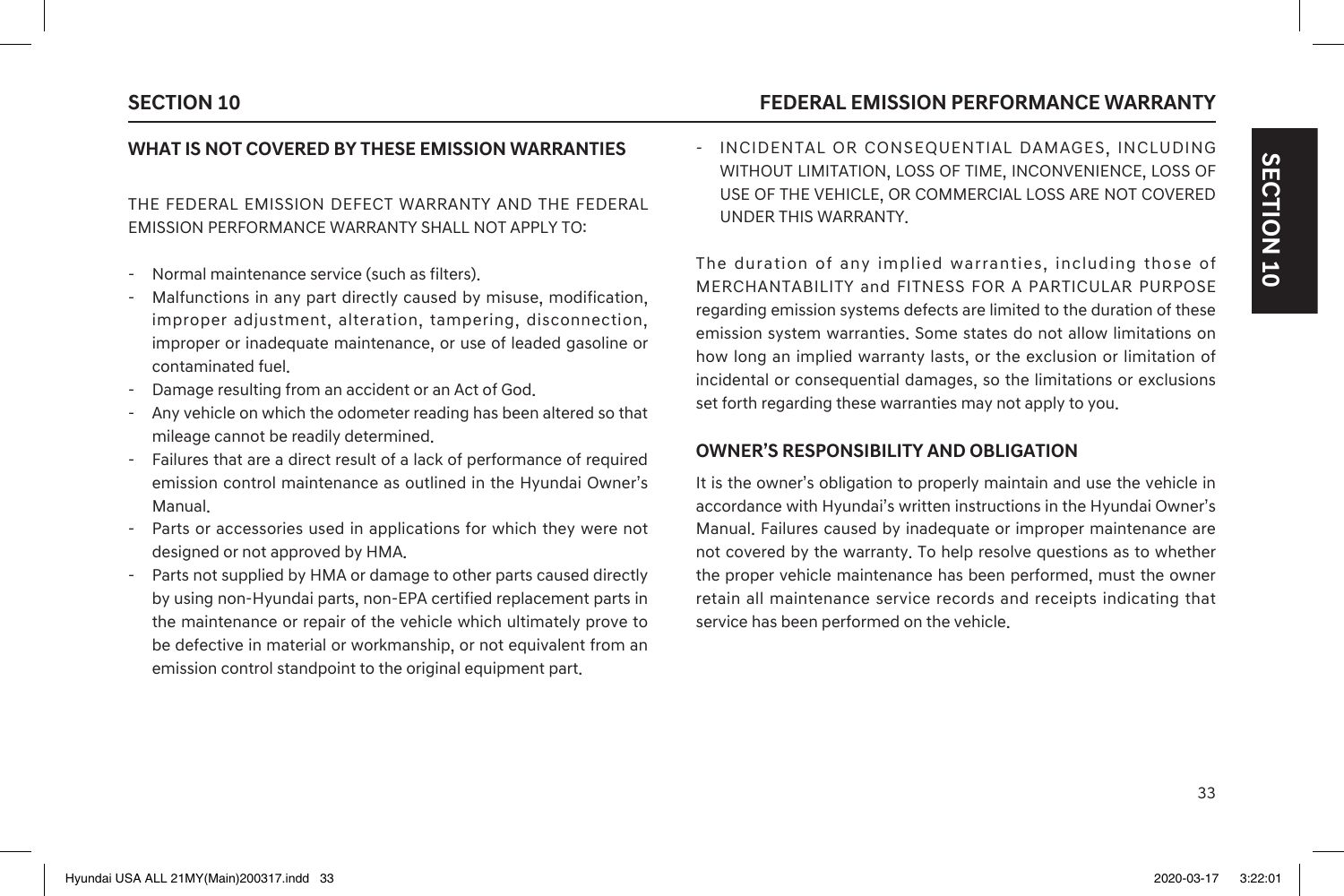### WHAT IS NOT COVERED BY THESE EMISSION WARRANTIES

THE FEDERAL EMISSION DEFECT WARRANTY AND THE FEDERAL EMISSION PERFORMANCE WARRANTY SHALL NOT APPLY TO:

- Normal maintenance service (such as filters).
- Malfunctions in any part directly caused by misuse, modification, improper adjustment, alteration, tampering, disconnection, improper or inadequate maintenance, or use of leaded gasoline or contaminated fuel.
- Damage resulting from an accident or an Act of God.
- Any vehicle on which the odometer reading has been altered so that mileage cannot be readily determined.
- Failures that are a direct result of a lack of performance of required emission control maintenance as outlined in the Hyundai Owner's Manual.
- Parts or accessories used in applications for which they were not designed or not approved by HMA.
- Parts not supplied by HMA or damage to other parts caused directly by using non-Hyundai parts, non-EPA certified replacement parts in the maintenance or repair of the vehicle which ultimately prove to be defective in material or workmanship, or not equivalent from an emission control standpoint to the original equipment part.
- INCIDENTAL OR CONSEQUENTIAL DAMAGES, INCLUDING WITHOUT LIMITATION, LOSS OF TIME, INCONVENIENCE, LOSS OF USE OF THE VEHICLE, OR COMMERCIAL LOSS ARE NOT COVERED UNDER THIS WARRANTY.

The duration of any implied warranties, including those of MERCHANTABILITY and FITNESS FOR A PARTICULAR PURPOSE regarding emission systems defects are limited to the duration of these emission system warranties. Some states do not allow limitations on how long an implied warranty lasts, or the exclusion or limitation of incidental or consequential damages, so the limitations or exclusions set forth regarding these warranties may not apply to you.

### OWNER'S RESPONSIBILITY AND OBLIGATION

It is the owner's obligation to properly maintain and use the vehicle in accordance with Hyundai's written instructions in the Hyundai Owner's Manual. Failures caused by inadequate or improper maintenance are not covered by the warranty. To help resolve questions as to whether the proper vehicle maintenance has been performed, must the owner retain all maintenance service records and receipts indicating that service has been performed on the vehicle.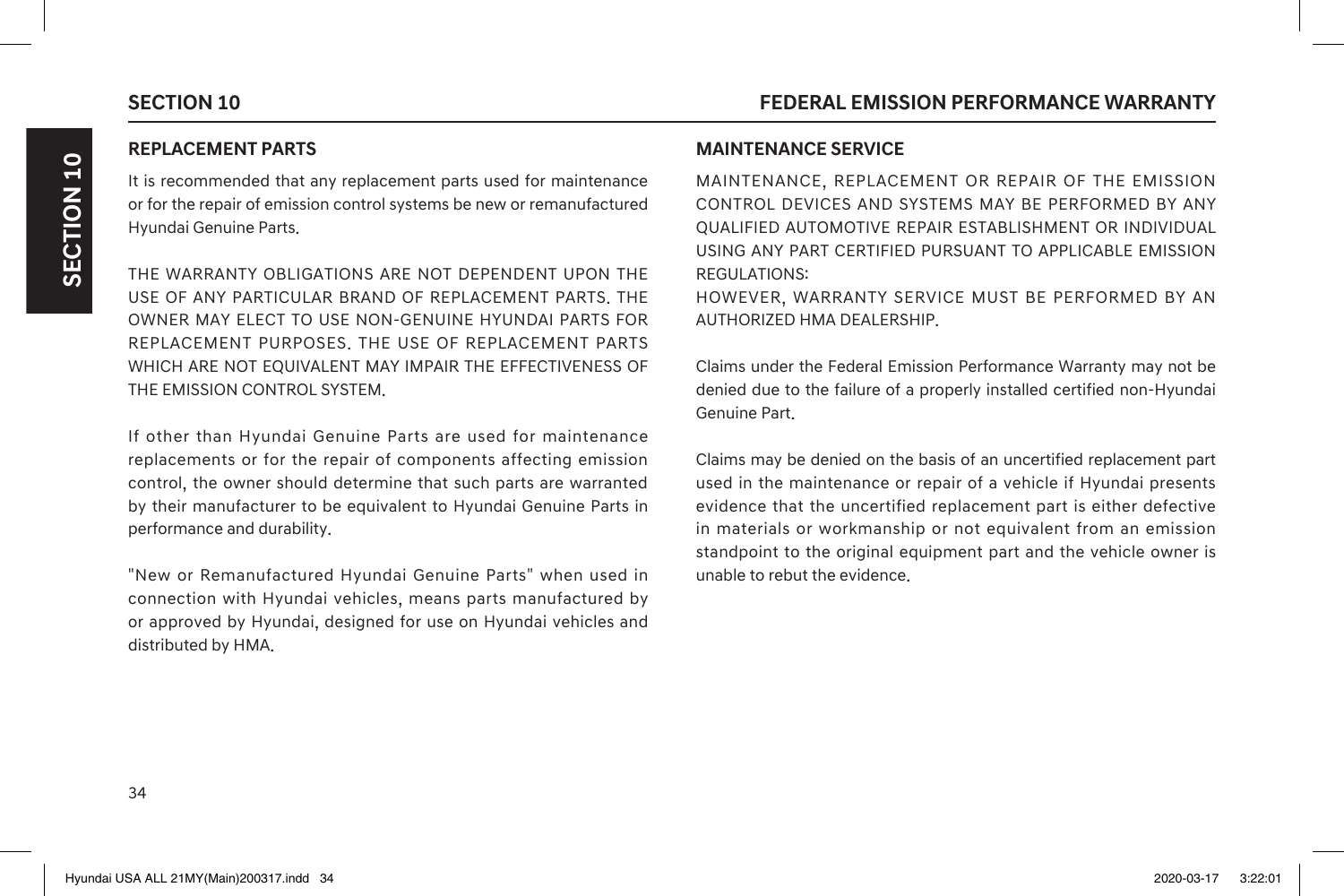## SECTION 10 FEDERAL EMISSION PERFORMANCE WARRANTY

### REPLACEMENT PARTS

It is recommended that any replacement parts used for maintenance or for the repair of emission control systems be new or remanufactured Hyundai Genuine Parts.

THE WARRANTY OBLIGATIONS ARE NOT DEPENDENT UPON THE USE OF ANY PARTICULAR BRAND OF REPLACEMENT PARTS. THE OWNER MAY ELECT TO USE NON-GENUINE HYUNDAI PARTS FOR REPLACEMENT PURPOSES. THE USE OF REPLACEMENT PARTS WHICH ARE NOT EQUIVALENT MAY IMPAIR THE EFFECTIVENESS OF THE EMISSION CONTROL SYSTEM.

If other than Hyundai Genuine Parts are used for maintenance replacements or for the repair of components affecting emission control, the owner should determine that such parts are warranted by their manufacturer to be equivalent to Hyundai Genuine Parts in performance and durability.

"New or Remanufactured Hyundai Genuine Parts" when used in connection with Hyundai vehicles, means parts manufactured by or approved by Hyundai, designed for use on Hyundai vehicles and distributed by HMA.

### MAINTENANCE SERVICE

MAINTENANCE, REPLACEMENT OR REPAIR OF THE EMISSION CONTROL DEVICES AND SYSTEMS MAY BE PERFORMED BY ANY QUALIFIED AUTOMOTIVE REPAIR ESTABLISHMENT OR INDIVIDUAL USING ANY PART CERTIFIED PURSUANT TO APPLICABLE EMISSION REGULATIONS:
HOWEVER, WARRANTY SERVICE MUST BE PERFORMED BY AN AUTHORIZED HMA DEALERSHIP.

Claims under the Federal Emission Performance Warranty may not be denied due to the failure of a properly installed certified non-Hyundai Genuine Part.

Claims may be denied on the basis of an uncertified replacement part used in the maintenance or repair of a vehicle if Hyundai presents evidence that the uncertified replacement part is either defective in materials or workmanship or not equivalent from an emission standpoint to the original equipment part and the vehicle owner is unable to rebut the evidence.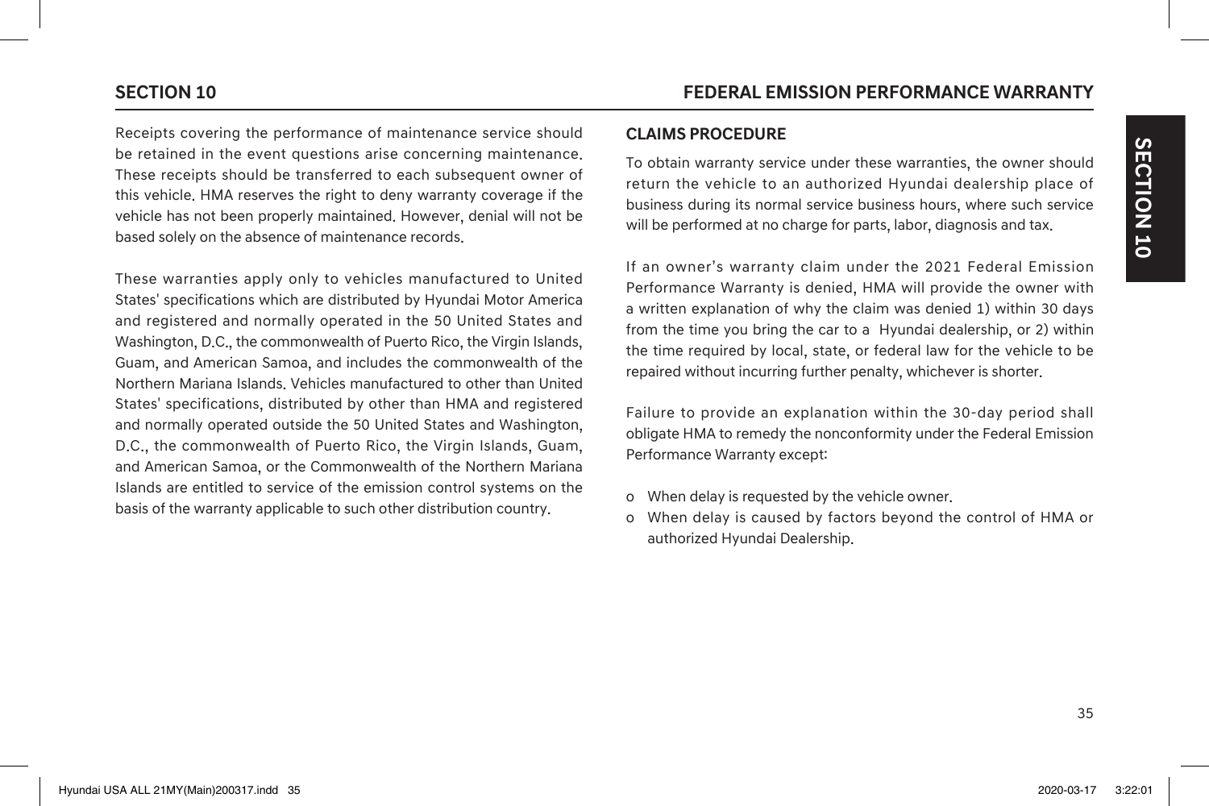Receipts covering the performance of maintenance service should be retained in the event questions arise concerning maintenance. These receipts should be transferred to each subsequent owner of this vehicle. HMA reserves the right to deny warranty coverage if the vehicle has not been properly maintained. However, denial will not be based solely on the absence of maintenance records.

These warranties apply only to vehicles manufactured to United States' specifications which are distributed by Hyundai Motor America and registered and normally operated in the 50 United States and Washington, D.C., the commonwealth of Puerto Rico, the Virgin Islands, Guam, and American Samoa, and includes the commonwealth of the Northern Mariana Islands. Vehicles manufactured to other than United States' specifications, distributed by other than HMA and registered and normally operated outside the 50 United States and Washington, D.C., the commonwealth of Puerto Rico, the Virgin Islands, Guam, and American Samoa, or the Commonwealth of the Northern Mariana Islands are entitled to service of the emission control systems on the basis of the warranty applicable to such other distribution country.

## CLAIMS PROCEDURE

To obtain warranty service under these warranties, the owner should return the vehicle to an authorized Hyundai dealership place of business during its normal service business hours, where such service will be performed at no charge for parts, labor, diagnosis and tax.

If an owner's warranty claim under the 2021 Federal Emission Performance Warranty is denied, HMA will provide the owner with a written explanation of why the claim was denied 1) within 30 days from the time you bring the car to a Hyundai dealership, or 2) within the time required by local, state, or federal law for the vehicle to be repaired without incurring further penalty, whichever is shorter.

Failure to provide an explanation within the 30-day period shall obligate HMA to remedy the nonconformity under the Federal Emission Performance Warranty except:

- When delay is requested by the vehicle owner.
- When delay is caused by factors beyond the control of HMA or authorized Hyundai Dealership.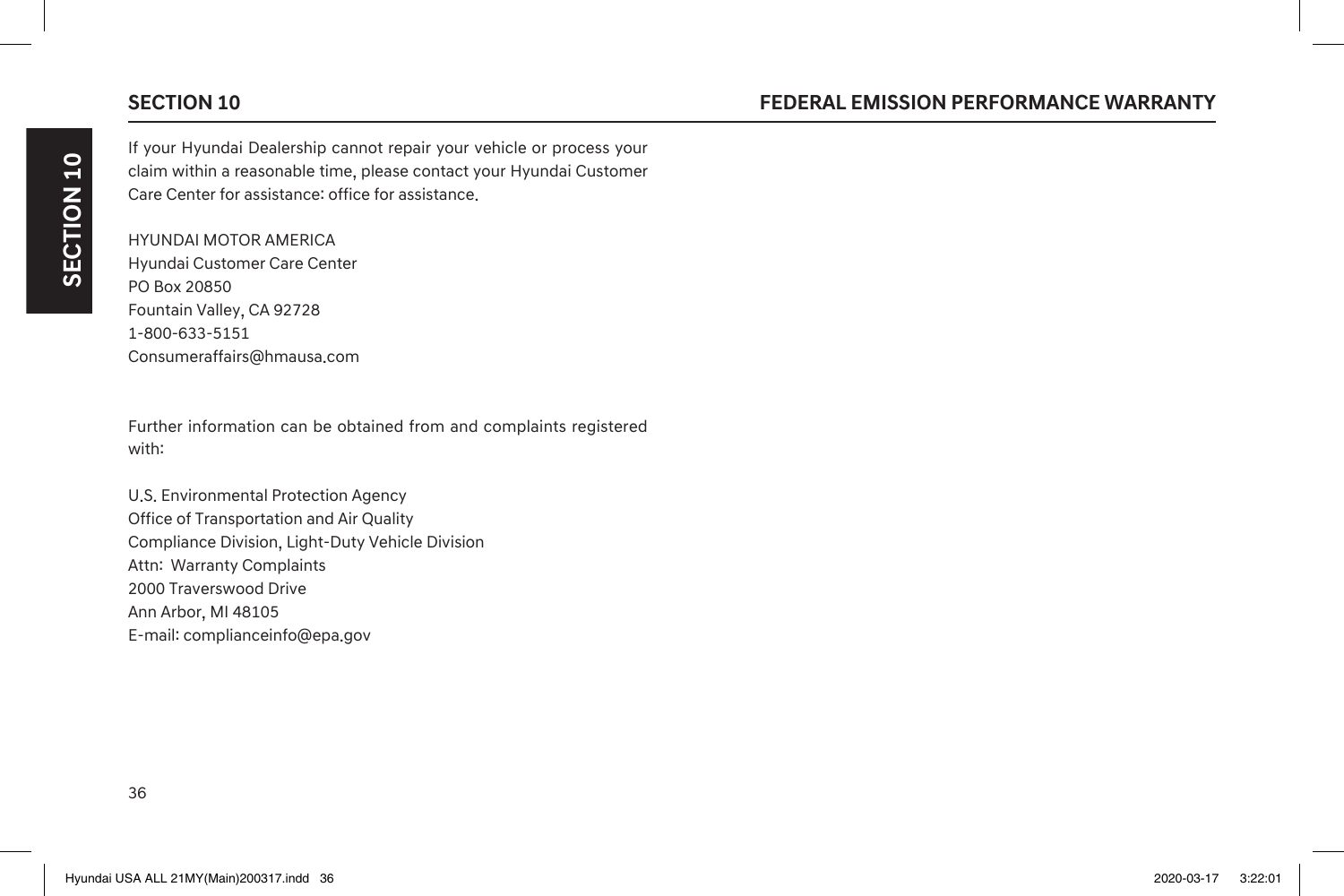If your Hyundai Dealership cannot repair your vehicle or process your claim within a reasonable time, please contact your Hyundai Customer Care Center for assistance: office for assistance.

HYUNDAI MOTOR AMERICA
Hyundai Customer Care Center
PO Box 20850
Fountain Valley, CA 92728
1-800-633-5151
Consumeraffairs@hmausa.com

Further information can be obtained from and complaints registered with:

U.S. Environmental Protection Agency
Office of Transportation and Air Quality
Compliance Division, Light-Duty Vehicle Division
Attn: Warranty Complaints
2000 Traverswood Drive
Ann Arbor, MI 48105
E-mail: complianceinfo@epa.gov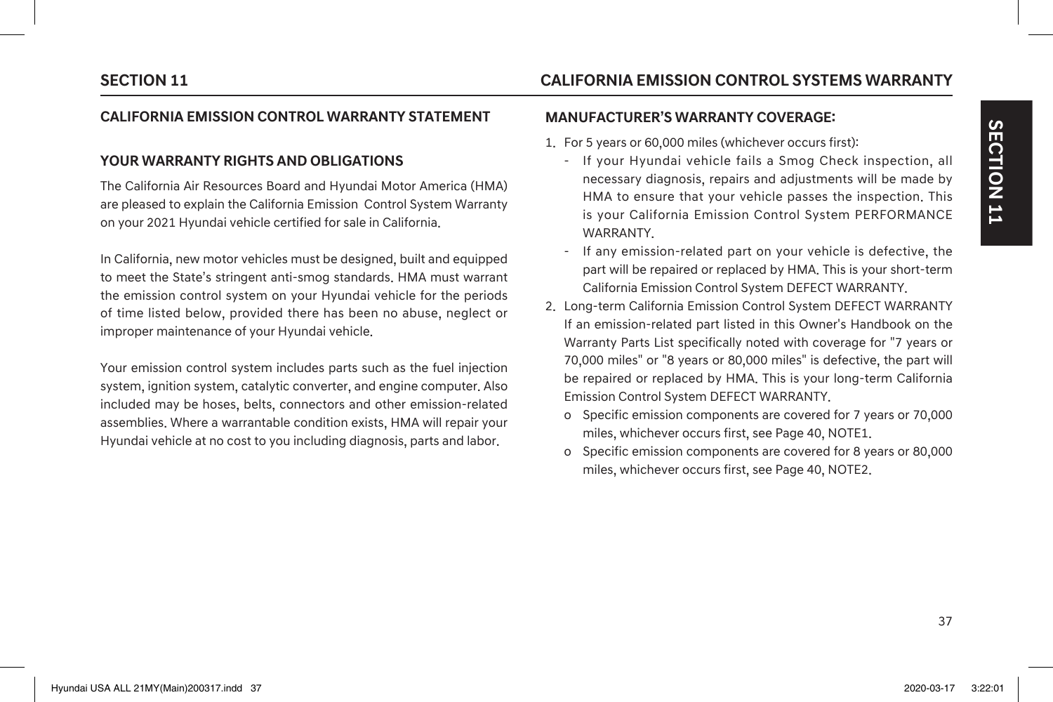## CALIFORNIA EMISSION CONTROL WARRANTY STATEMENT

### YOUR WARRANTY RIGHTS AND OBLIGATIONS

The California Air Resources Board and Hyundai Motor America (HMA) are pleased to explain the California Emission Control System Warranty on your 2021 Hyundai vehicle certified for sale in California.

In California, new motor vehicles must be designed, built and equipped to meet the State's stringent anti-smog standards. HMA must warrant the emission control system on your Hyundai vehicle for the periods of time listed below, provided there has been no abuse, neglect or improper maintenance of your Hyundai vehicle.

Your emission control system includes parts such as the fuel injection system, ignition system, catalytic converter, and engine computer. Also included may be hoses, belts, connectors and other emission-related assemblies. Where a warrantable condition exists, HMA will repair your Hyundai vehicle at no cost to you including diagnosis, parts and labor.

### MANUFACTURER'S WARRANTY COVERAGE:

1. For 5 years or 60,000 miles (whichever occurs first):
   - If your Hyundai vehicle fails a Smog Check inspection, all necessary diagnosis, repairs and adjustments will be made by HMA to ensure that your vehicle passes the inspection. This is your California Emission Control System PERFORMANCE WARRANTY.
   - If any emission-related part on your vehicle is defective, the part will be repaired or replaced by HMA. This is your short-term California Emission Control System DEFECT WARRANTY.
2. Long-term California Emission Control System DEFECT WARRANTY If an emission-related part listed in this Owner's Handbook on the Warranty Parts List specifically noted with coverage for "7 years or 70,000 miles" or "8 years or 80,000 miles" is defective, the part will be repaired or replaced by HMA. This is your long-term California Emission Control System DEFECT WARRANTY.
   - o Specific emission components are covered for 7 years or 70,000 miles, whichever occurs first, see Page 40, NOTE1.
   - o Specific emission components are covered for 8 years or 80,000 miles, whichever occurs first, see Page 40, NOTE2.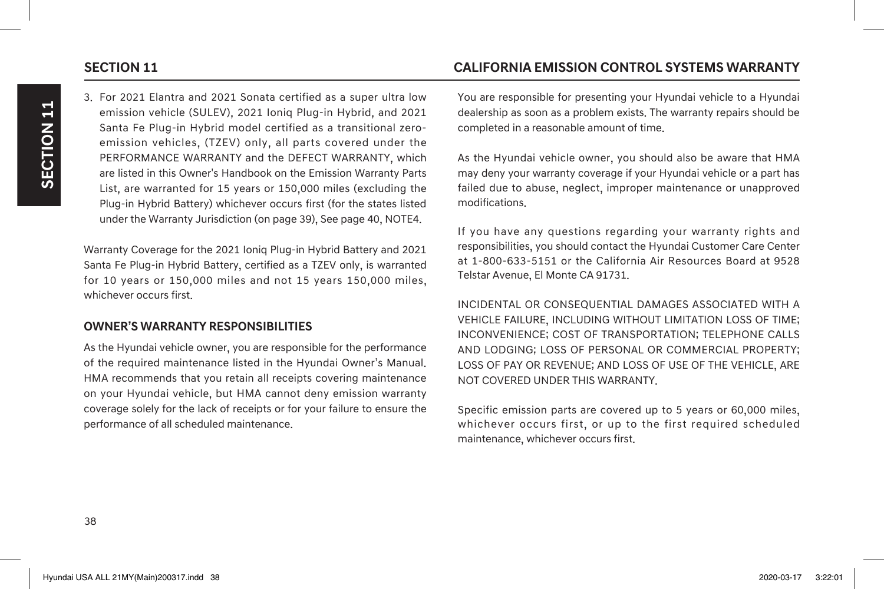3. For 2021 Elantra and 2021 Sonata certified as a super ultra low emission vehicle (SULEV), 2021 Ioniq Plug-in Hybrid, and 2021 Santa Fe Plug-in Hybrid model certified as a transitional zero-emission vehicles, (TZEV) only, all parts covered under the PERFORMANCE WARRANTY and the DEFECT WARRANTY, which are listed in this Owner's Handbook on the Emission Warranty Parts List, are warranted for 15 years or 150,000 miles (excluding the Plug-in Hybrid Battery) whichever occurs first (for the states listed under the Warranty Jurisdiction (on page 39), See page 40, NOTE4.

Warranty Coverage for the 2021 Ioniq Plug-in Hybrid Battery and 2021 Santa Fe Plug-in Hybrid Battery, certified as a TZEV only, is warranted for 10 years or 150,000 miles and not 15 years 150,000 miles, whichever occurs first.

### OWNER'S WARRANTY RESPONSIBILITIES

As the Hyundai vehicle owner, you are responsible for the performance of the required maintenance listed in the Hyundai Owner's Manual. HMA recommends that you retain all receipts covering maintenance on your Hyundai vehicle, but HMA cannot deny emission warranty coverage solely for the lack of receipts or for your failure to ensure the performance of all scheduled maintenance.

You are responsible for presenting your Hyundai vehicle to a Hyundai dealership as soon as a problem exists. The warranty repairs should be completed in a reasonable amount of time.

As the Hyundai vehicle owner, you should also be aware that HMA may deny your warranty coverage if your Hyundai vehicle or a part has failed due to abuse, neglect, improper maintenance or unapproved modifications.

If you have any questions regarding your warranty rights and responsibilities, you should contact the Hyundai Customer Care Center at 1-800-633-5151 or the California Air Resources Board at 9528 Telstar Avenue, El Monte CA 91731.

INCIDENTAL OR CONSEQUENTIAL DAMAGES ASSOCIATED WITH A VEHICLE FAILURE, INCLUDING WITHOUT LIMITATION LOSS OF TIME; INCONVENIENCE; COST OF TRANSPORTATION; TELEPHONE CALLS AND LODGING; LOSS OF PERSONAL OR COMMERCIAL PROPERTY; LOSS OF PAY OR REVENUE; AND LOSS OF USE OF THE VEHICLE, ARE NOT COVERED UNDER THIS WARRANTY.

Specific emission parts are covered up to 5 years or 60,000 miles, whichever occurs first, or up to the first required scheduled maintenance, whichever occurs first.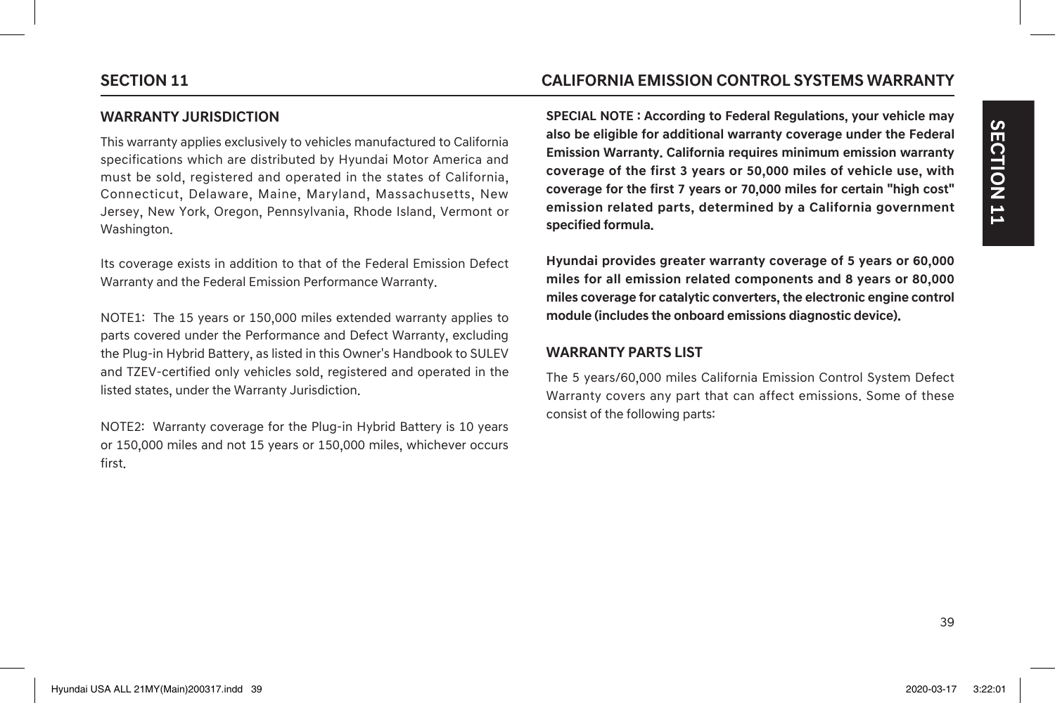## SECTION 11 CALIFORNIA EMISSION CONTROL SYSTEMS WARRANTY

### WARRANTY JURISDICTION

This warranty applies exclusively to vehicles manufactured to California specifications which are distributed by Hyundai Motor America and must be sold, registered and operated in the states of California, Connecticut, Delaware, Maine, Maryland, Massachusetts, New Jersey, New York, Oregon, Pennsylvania, Rhode Island, Vermont or Washington.

Its coverage exists in addition to that of the Federal Emission Defect Warranty and the Federal Emission Performance Warranty.

NOTE1: The 15 years or 150,000 miles extended warranty applies to parts covered under the Performance and Defect Warranty, excluding the Plug-in Hybrid Battery, as listed in this Owner's Handbook to SULEV and TZEV-certified only vehicles sold, registered and operated in the listed states, under the Warranty Jurisdiction.

NOTE2: Warranty coverage for the Plug-in Hybrid Battery is 10 years or 150,000 miles and not 15 years or 150,000 miles, whichever occurs first.

**SPECIAL NOTE : According to Federal Regulations, your vehicle may also be eligible for additional warranty coverage under the Federal Emission Warranty. California requires minimum emission warranty coverage of the first 3 years or 50,000 miles of vehicle use, with coverage for the first 7 years or 70,000 miles for certain "high cost" emission related parts, determined by a California government specified formula.**

**Hyundai provides greater warranty coverage of 5 years or 60,000 miles for all emission related components and 8 years or 80,000 miles coverage for catalytic converters, the electronic engine control module (includes the onboard emissions diagnostic device).**

### WARRANTY PARTS LIST

The 5 years/60,000 miles California Emission Control System Defect Warranty covers any part that can affect emissions. Some of these consist of the following parts: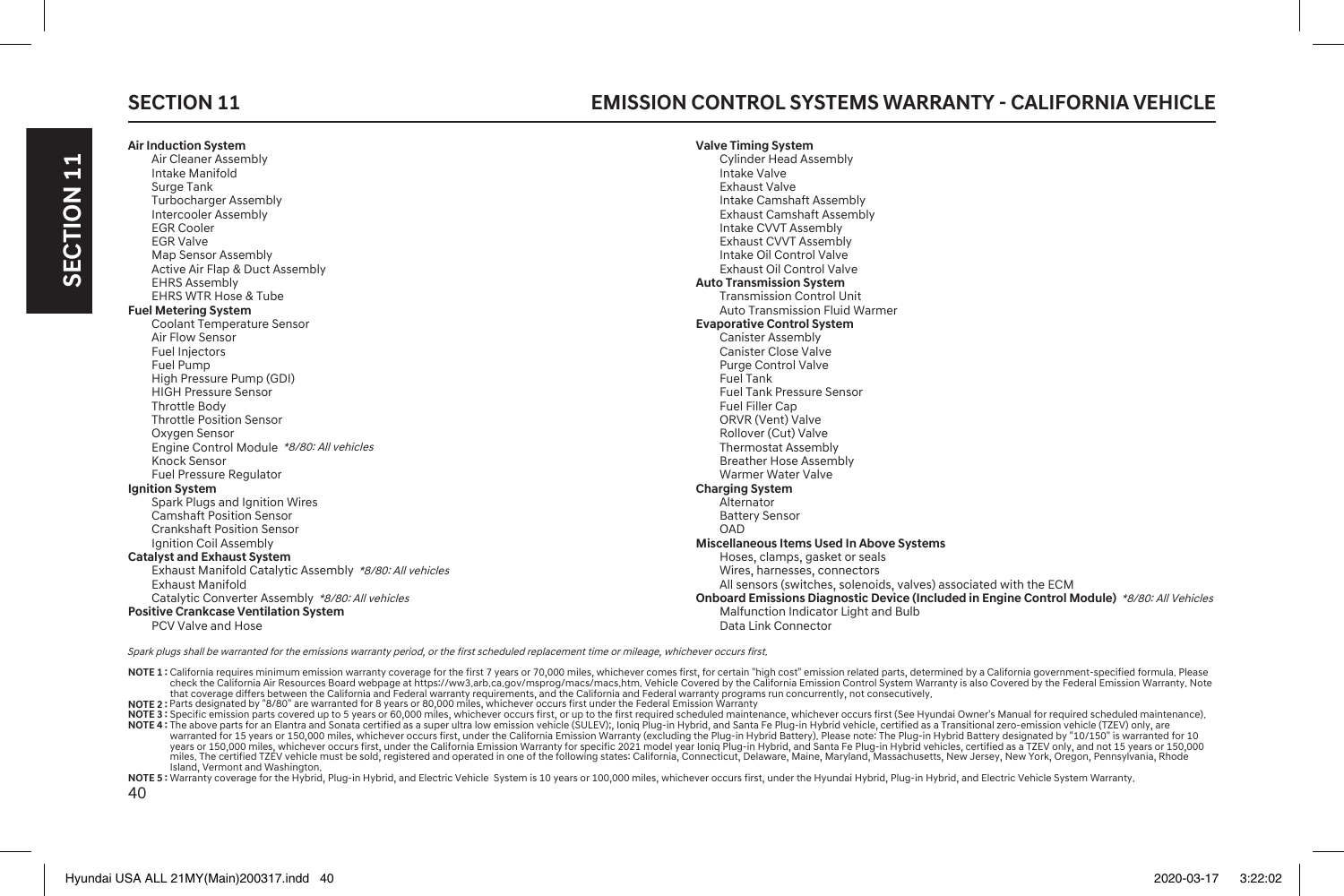## SECTION 11

## EMISSION CONTROL SYSTEMS WARRANTY - CALIFORNIA VEHICLE

**Air Induction System**
- Air Cleaner Assembly
- Intake Manifold
- Surge Tank
- Turbocharger Assembly
- Intercooler Assembly
- EGR Cooler
- EGR Valve
- Map Sensor Assembly
- Active Air Flap & Duct Assembly
- EHRS Assembly
- EHRS WTR Hose & Tube

**Fuel Metering System**
- Coolant Temperature Sensor
- Air Flow Sensor
- Fuel Injectors
- Fuel Pump
- High Pressure Pump (GDI)
- HIGH Pressure Sensor
- Throttle Body
- Throttle Position Sensor
- Oxygen Sensor
- Engine Control Module *8/80: All vehicles*
- Knock Sensor
- Fuel Pressure Regulator

**Ignition System**
- Spark Plugs and Ignition Wires
- Camshaft Position Sensor
- Crankshaft Position Sensor
- Ignition Coil Assembly

**Catalyst and Exhaust System**
- Exhaust Manifold Catalytic Assembly *8/80: All vehicles*
- Exhaust Manifold
- Catalytic Converter Assembly *8/80: All vehicles*

**Positive Crankcase Ventilation System**
- PCV Valve and Hose

**Valve Timing System**
- Cylinder Head Assembly
- Intake Valve
- Exhaust Valve
- Intake Camshaft Assembly
- Exhaust Camshaft Assembly
- Intake CVVT Assembly
- Exhaust CVVT Assembly
- Intake Oil Control Valve
- Exhaust Oil Control Valve

**Auto Transmission System**
- Transmission Control Unit
- Auto Transmission Fluid Warmer

**Evaporative Control System**
- Canister Assembly
- Canister Close Valve
- Purge Control Valve
- Fuel Tank
- Fuel Tank Pressure Sensor
- Fuel Filler Cap
- ORVR (Vent) Valve
- Rollover (Cut) Valve
- Thermostat Assembly
- Breather Hose Assembly
- Warmer Water Valve

**Charging System**
- Alternator
- Battery Sensor
- OAD

**Miscellaneous Items Used In Above Systems**
- Hoses, clamps, gasket or seals
- Wires, harnesses, connectors
- All sensors (switches, solenoids, valves) associated with the ECM

**Onboard Emissions Diagnostic Device (Included in Engine Control Module)** *8/80: All Vehicles*
- Malfunction Indicator Light and Bulb
- Data Link Connector

*Spark plugs shall be warranted for the emissions warranty period, or the first scheduled replacement time or mileage, whichever occurs first.*

**NOTE 1 :** California requires minimum emission warranty coverage for the first 7 years or 70,000 miles, whichever comes first, for certain "high cost" emission related parts, determined by a California government-specified formula. Please check the California Air Resources Board webpage at https://ww3.arb.ca.gov/msprog/macs/macs.htm. Vehicle Covered by the California Emission Control System Warranty is also Covered by the Federal Emission Warranty. Note that coverage differs between the California and Federal warranty requirements, and the California and Federal warranty programs run concurrently, not consecutively.

**NOTE 2 :** Parts designated by "8/80" are warranted for 8 years or 80,000 miles, whichever occurs first under the Federal Emission Warranty

**NOTE 3 :** Specific emission parts covered up to 5 years or 60,000 miles, whichever occurs first, or up to the first required scheduled maintenance, whichever occurs first (See Hyundai Owner's Manual for required scheduled maintenance).

**NOTE 4 :** The above parts for an Elantra and Sonata certified as a super ultra low emission vehicle (SULEV);, Ioniq Plug-in Hybrid, and Santa Fe Plug-in Hybrid vehicle, certified as a Transitional zero-emission vehicle (TZEV) only, are warranted for 15 years or 150,000 miles, whichever occurs first, under the California Emission Warranty (excluding the Plug-in Hybrid Battery). Please note: The Plug-in Hybrid Battery designated by "10/150" is warranted for 10 years or 150,000 miles, whichever occurs first, under the California Emission Warranty for specific 2021 model year Ioniq Plug-in Hybrid, and Santa Fe Plug-in Hybrid vehicles, certified as a TZEV only, and not 15 years or 150,000 miles. The certified TZEV vehicle must be sold, registered and operated in one of the following states: California, Connecticut, Delaware, Maine, Maryland, Massachusetts, New Jersey, New York, Oregon, Pennsylvania, Rhode Island, Vermont and Washington.

**NOTE 5 :** Warranty coverage for the Hybrid, Plug-in Hybrid, and Electric Vehicle System is 10 years or 100,000 miles, whichever occurs first, under the Hyundai Hybrid, Plug-in Hybrid, and Electric Vehicle System Warranty.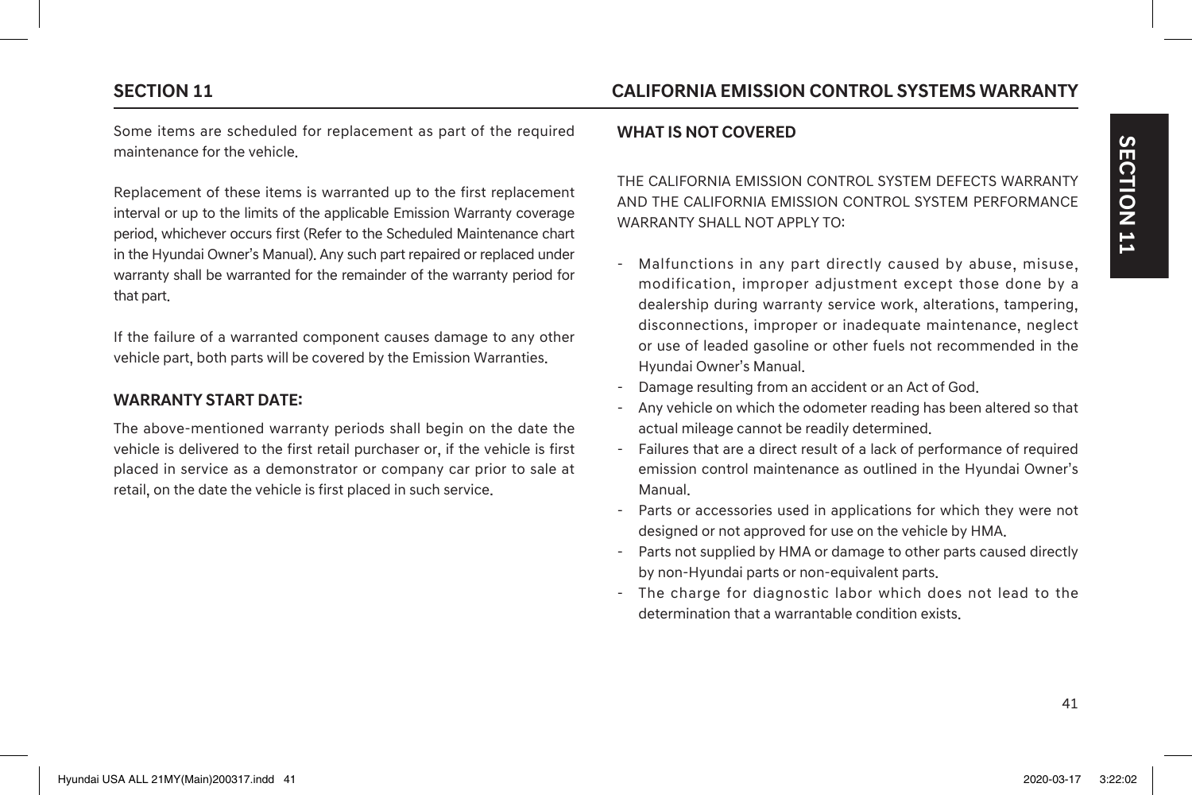Some items are scheduled for replacement as part of the required maintenance for the vehicle.

Replacement of these items is warranted up to the first replacement interval or up to the limits of the applicable Emission Warranty coverage period, whichever occurs first (Refer to the Scheduled Maintenance chart in the Hyundai Owner's Manual). Any such part repaired or replaced under warranty shall be warranted for the remainder of the warranty period for that part.

If the failure of a warranted component causes damage to any other vehicle part, both parts will be covered by the Emission Warranties.

## WARRANTY START DATE:

The above-mentioned warranty periods shall begin on the date the vehicle is delivered to the first retail purchaser or, if the vehicle is first placed in service as a demonstrator or company car prior to sale at retail, on the date the vehicle is first placed in such service.

## WHAT IS NOT COVERED

THE CALIFORNIA EMISSION CONTROL SYSTEM DEFECTS WARRANTY AND THE CALIFORNIA EMISSION CONTROL SYSTEM PERFORMANCE WARRANTY SHALL NOT APPLY TO:

- Malfunctions in any part directly caused by abuse, misuse, modification, improper adjustment except those done by a dealership during warranty service work, alterations, tampering, disconnections, improper or inadequate maintenance, neglect or use of leaded gasoline or other fuels not recommended in the Hyundai Owner's Manual.
- Damage resulting from an accident or an Act of God.
- Any vehicle on which the odometer reading has been altered so that actual mileage cannot be readily determined.
- Failures that are a direct result of a lack of performance of required emission control maintenance as outlined in the Hyundai Owner's Manual.
- Parts or accessories used in applications for which they were not designed or not approved for use on the vehicle by HMA.
- Parts not supplied by HMA or damage to other parts caused directly by non-Hyundai parts or non-equivalent parts.
- The charge for diagnostic labor which does not lead to the determination that a warrantable condition exists.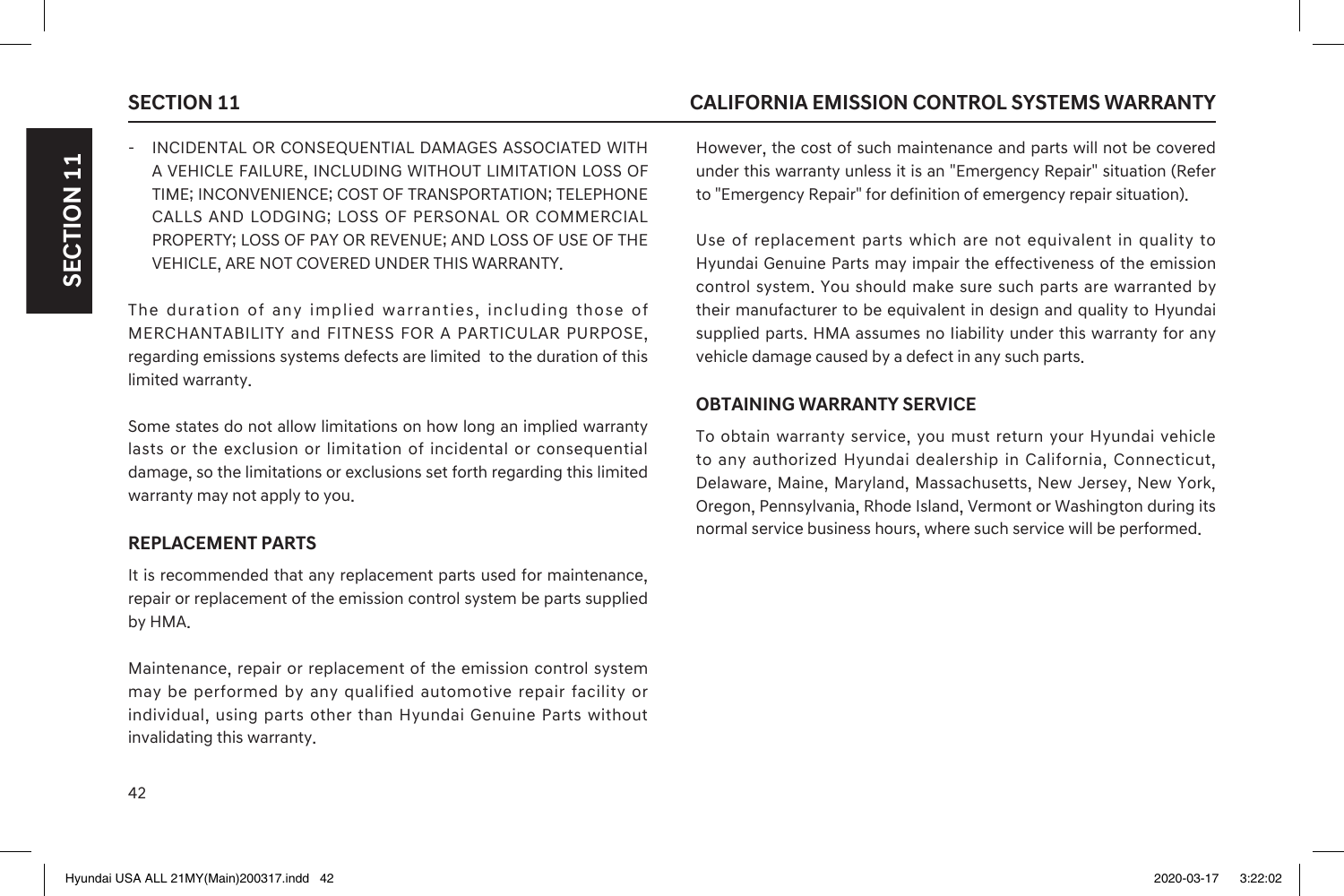- INCIDENTAL OR CONSEQUENTIAL DAMAGES ASSOCIATED WITH A VEHICLE FAILURE, INCLUDING WITHOUT LIMITATION LOSS OF TIME; INCONVENIENCE; COST OF TRANSPORTATION; TELEPHONE CALLS AND LODGING; LOSS OF PERSONAL OR COMMERCIAL PROPERTY; LOSS OF PAY OR REVENUE; AND LOSS OF USE OF THE VEHICLE, ARE NOT COVERED UNDER THIS WARRANTY.

The duration of any implied warranties, including those of MERCHANTABILITY and FITNESS FOR A PARTICULAR PURPOSE, regarding emissions systems defects are limited to the duration of this limited warranty.

Some states do not allow limitations on how long an implied warranty lasts or the exclusion or limitation of incidental or consequential damage, so the limitations or exclusions set forth regarding this limited warranty may not apply to you.

### REPLACEMENT PARTS

It is recommended that any replacement parts used for maintenance, repair or replacement of the emission control system be parts supplied by HMA.

Maintenance, repair or replacement of the emission control system may be performed by any qualified automotive repair facility or individual, using parts other than Hyundai Genuine Parts without invalidating this warranty.

However, the cost of such maintenance and parts will not be covered under this warranty unless it is an "Emergency Repair" situation (Refer to "Emergency Repair" for definition of emergency repair situation).

Use of replacement parts which are not equivalent in quality to Hyundai Genuine Parts may impair the effectiveness of the emission control system. You should make sure such parts are warranted by their manufacturer to be equivalent in design and quality to Hyundai supplied parts. HMA assumes no liability under this warranty for any vehicle damage caused by a defect in any such parts.

### OBTAINING WARRANTY SERVICE

To obtain warranty service, you must return your Hyundai vehicle to any authorized Hyundai dealership in California, Connecticut, Delaware, Maine, Maryland, Massachusetts, New Jersey, New York, Oregon, Pennsylvania, Rhode Island, Vermont or Washington during its normal service business hours, where such service will be performed.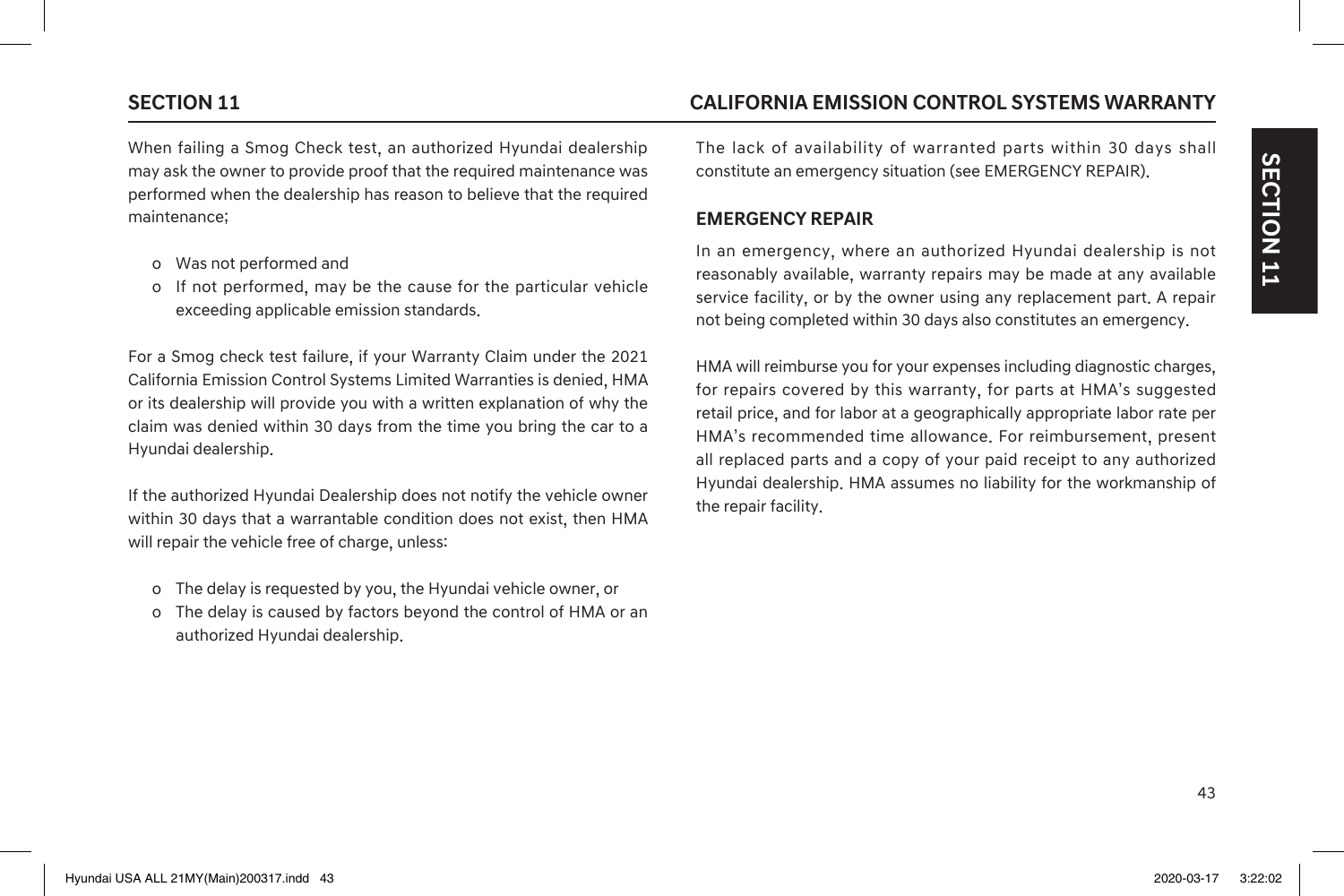When failing a Smog Check test, an authorized Hyundai dealership may ask the owner to provide proof that the required maintenance was performed when the dealership has reason to believe that the required maintenance;

- o Was not performed and
- o If not performed, may be the cause for the particular vehicle exceeding applicable emission standards.

For a Smog check test failure, if your Warranty Claim under the 2021 California Emission Control Systems Limited Warranties is denied, HMA or its dealership will provide you with a written explanation of why the claim was denied within 30 days from the time you bring the car to a Hyundai dealership.

If the authorized Hyundai Dealership does not notify the vehicle owner within 30 days that a warrantable condition does not exist, then HMA will repair the vehicle free of charge, unless:

- o The delay is requested by you, the Hyundai vehicle owner, or
- o The delay is caused by factors beyond the control of HMA or an authorized Hyundai dealership.

The lack of availability of warranted parts within 30 days shall constitute an emergency situation (see EMERGENCY REPAIR).

### EMERGENCY REPAIR

In an emergency, where an authorized Hyundai dealership is not reasonably available, warranty repairs may be made at any available service facility, or by the owner using any replacement part. A repair not being completed within 30 days also constitutes an emergency.

HMA will reimburse you for your expenses including diagnostic charges, for repairs covered by this warranty, for parts at HMA's suggested retail price, and for labor at a geographically appropriate labor rate per HMA's recommended time allowance. For reimbursement, present all replaced parts and a copy of your paid receipt to any authorized Hyundai dealership. HMA assumes no liability for the workmanship of the repair facility.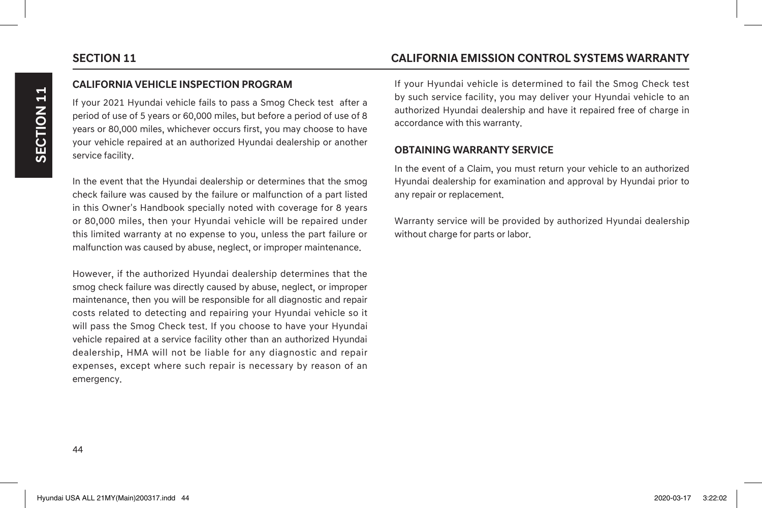## CALIFORNIA VEHICLE INSPECTION PROGRAM

If your 2021 Hyundai vehicle fails to pass a Smog Check test after a period of use of 5 years or 60,000 miles, but before a period of use of 8 years or 80,000 miles, whichever occurs first, you may choose to have your vehicle repaired at an authorized Hyundai dealership or another service facility.

In the event that the Hyundai dealership or determines that the smog check failure was caused by the failure or malfunction of a part listed in this Owner's Handbook specially noted with coverage for 8 years or 80,000 miles, then your Hyundai vehicle will be repaired under this limited warranty at no expense to you, unless the part failure or malfunction was caused by abuse, neglect, or improper maintenance.

However, if the authorized Hyundai dealership determines that the smog check failure was directly caused by abuse, neglect, or improper maintenance, then you will be responsible for all diagnostic and repair costs related to detecting and repairing your Hyundai vehicle so it will pass the Smog Check test. If you choose to have your Hyundai vehicle repaired at a service facility other than an authorized Hyundai dealership, HMA will not be liable for any diagnostic and repair expenses, except where such repair is necessary by reason of an emergency.

If your Hyundai vehicle is determined to fail the Smog Check test by such service facility, you may deliver your Hyundai vehicle to an authorized Hyundai dealership and have it repaired free of charge in accordance with this warranty.

## OBTAINING WARRANTY SERVICE

In the event of a Claim, you must return your vehicle to an authorized Hyundai dealership for examination and approval by Hyundai prior to any repair or replacement.

Warranty service will be provided by authorized Hyundai dealership without charge for parts or labor.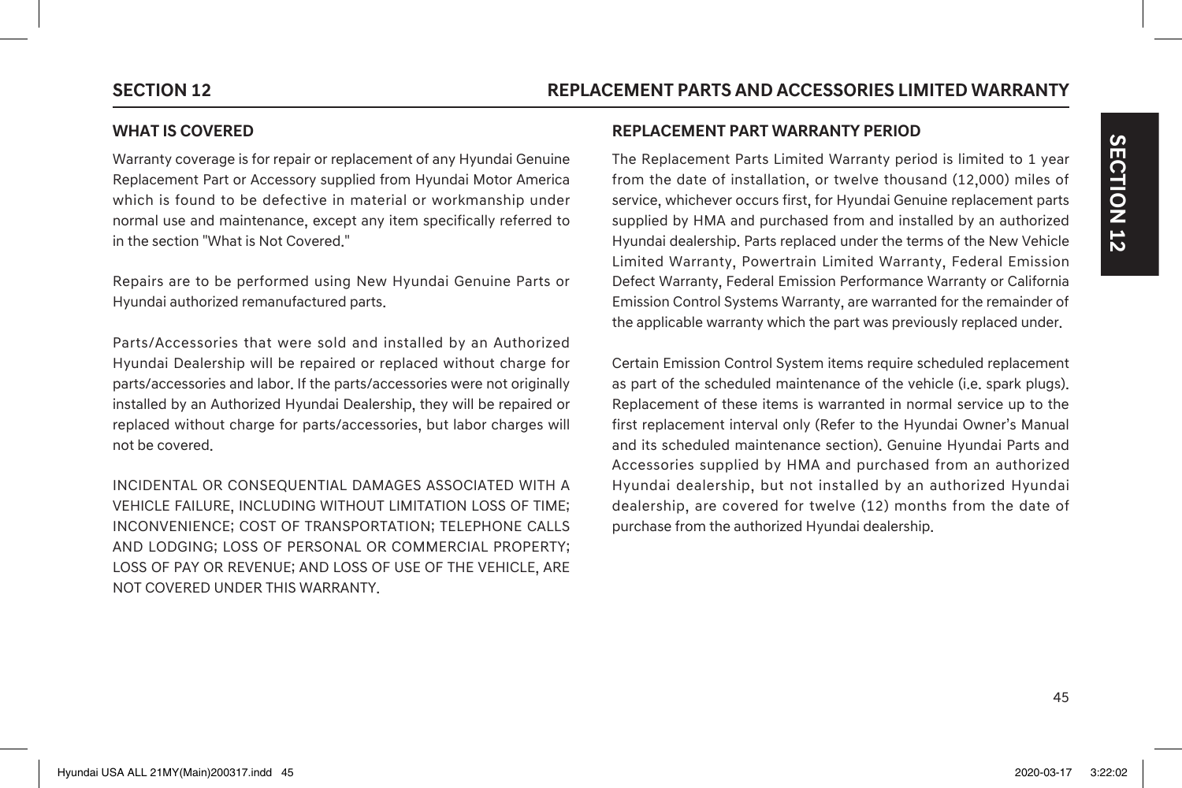## SECTION 12 REPLACEMENT PARTS AND ACCESSORIES LIMITED WARRANTY

### WHAT IS COVERED

Warranty coverage is for repair or replacement of any Hyundai Genuine Replacement Part or Accessory supplied from Hyundai Motor America which is found to be defective in material or workmanship under normal use and maintenance, except any item specifically referred to in the section "What is Not Covered."

Repairs are to be performed using New Hyundai Genuine Parts or Hyundai authorized remanufactured parts.

Parts/Accessories that were sold and installed by an Authorized Hyundai Dealership will be repaired or replaced without charge for parts/accessories and labor. If the parts/accessories were not originally installed by an Authorized Hyundai Dealership, they will be repaired or replaced without charge for parts/accessories, but labor charges will not be covered.

INCIDENTAL OR CONSEQUENTIAL DAMAGES ASSOCIATED WITH A VEHICLE FAILURE, INCLUDING WITHOUT LIMITATION LOSS OF TIME; INCONVENIENCE; COST OF TRANSPORTATION; TELEPHONE CALLS AND LODGING; LOSS OF PERSONAL OR COMMERCIAL PROPERTY; LOSS OF PAY OR REVENUE; AND LOSS OF USE OF THE VEHICLE, ARE NOT COVERED UNDER THIS WARRANTY.

### REPLACEMENT PART WARRANTY PERIOD

The Replacement Parts Limited Warranty period is limited to 1 year from the date of installation, or twelve thousand (12,000) miles of service, whichever occurs first, for Hyundai Genuine replacement parts supplied by HMA and purchased from and installed by an authorized Hyundai dealership. Parts replaced under the terms of the New Vehicle Limited Warranty, Powertrain Limited Warranty, Federal Emission Defect Warranty, Federal Emission Performance Warranty or California Emission Control Systems Warranty, are warranted for the remainder of the applicable warranty which the part was previously replaced under.

Certain Emission Control System items require scheduled replacement as part of the scheduled maintenance of the vehicle (i.e. spark plugs). Replacement of these items is warranted in normal service up to the first replacement interval only (Refer to the Hyundai Owner's Manual and its scheduled maintenance section). Genuine Hyundai Parts and Accessories supplied by HMA and purchased from an authorized Hyundai dealership, but not installed by an authorized Hyundai dealership, are covered for twelve (12) months from the date of purchase from the authorized Hyundai dealership.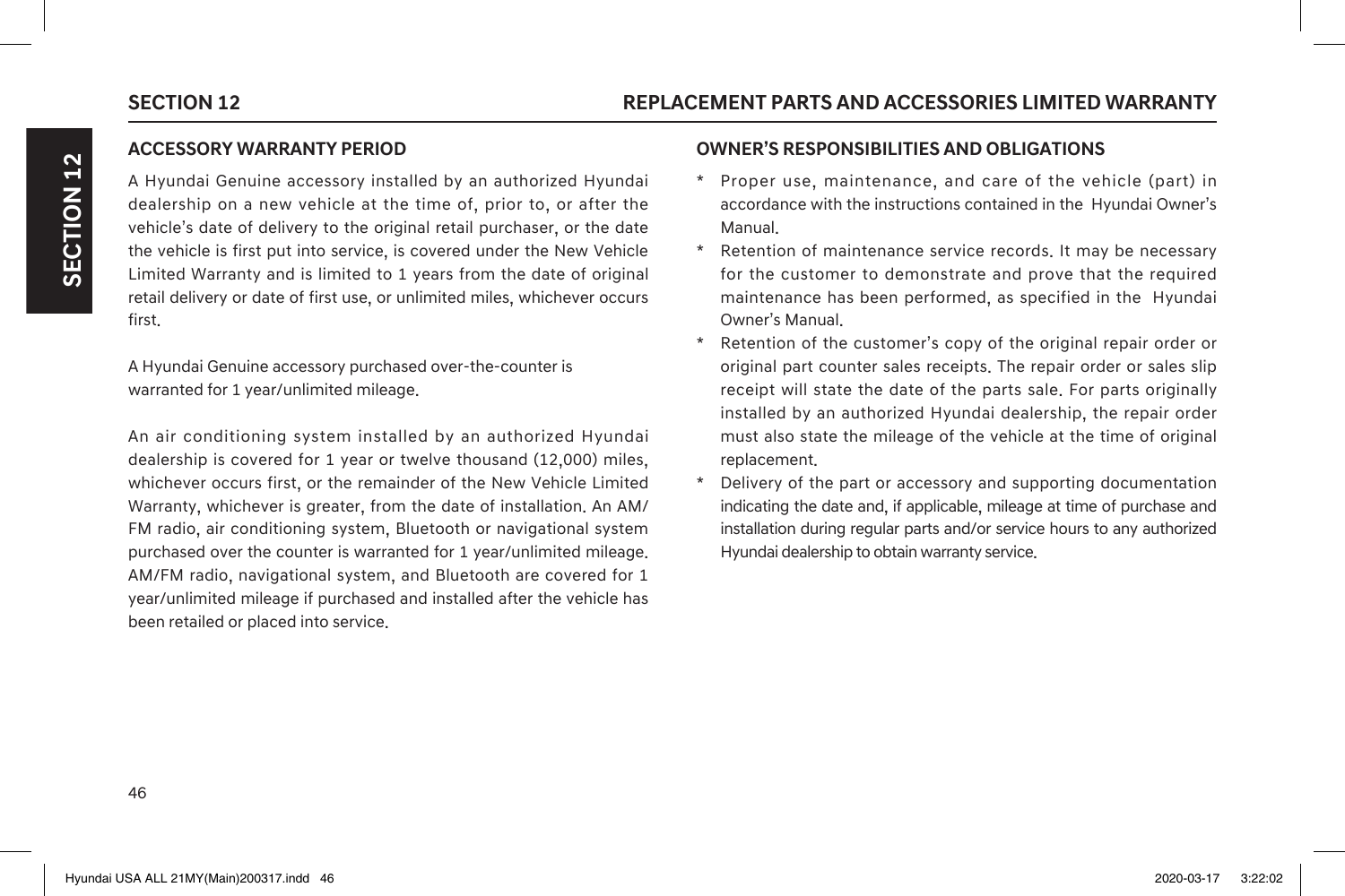## ACCESSORY WARRANTY PERIOD

A Hyundai Genuine accessory installed by an authorized Hyundai dealership on a new vehicle at the time of, prior to, or after the vehicle's date of delivery to the original retail purchaser, or the date the vehicle is first put into service, is covered under the New Vehicle Limited Warranty and is limited to 1 years from the date of original retail delivery or date of first use, or unlimited miles, whichever occurs first.

A Hyundai Genuine accessory purchased over-the-counter is warranted for 1 year/unlimited mileage.

An air conditioning system installed by an authorized Hyundai dealership is covered for 1 year or twelve thousand (12,000) miles, whichever occurs first, or the remainder of the New Vehicle Limited Warranty, whichever is greater, from the date of installation. An AM/FM radio, air conditioning system, Bluetooth or navigational system purchased over the counter is warranted for 1 year/unlimited mileage. AM/FM radio, navigational system, and Bluetooth are covered for 1 year/unlimited mileage if purchased and installed after the vehicle has been retailed or placed into service.

## OWNER'S RESPONSIBILITIES AND OBLIGATIONS

* Proper use, maintenance, and care of the vehicle (part) in accordance with the instructions contained in the Hyundai Owner's Manual.
* Retention of maintenance service records. It may be necessary for the customer to demonstrate and prove that the required maintenance has been performed, as specified in the Hyundai Owner's Manual.
* Retention of the customer's copy of the original repair order or original part counter sales receipts. The repair order or sales slip receipt will state the date of the parts sale. For parts originally installed by an authorized Hyundai dealership, the repair order must also state the mileage of the vehicle at the time of original replacement.
* Delivery of the part or accessory and supporting documentation indicating the date and, if applicable, mileage at time of purchase and installation during regular parts and/or service hours to any authorized Hyundai dealership to obtain warranty service.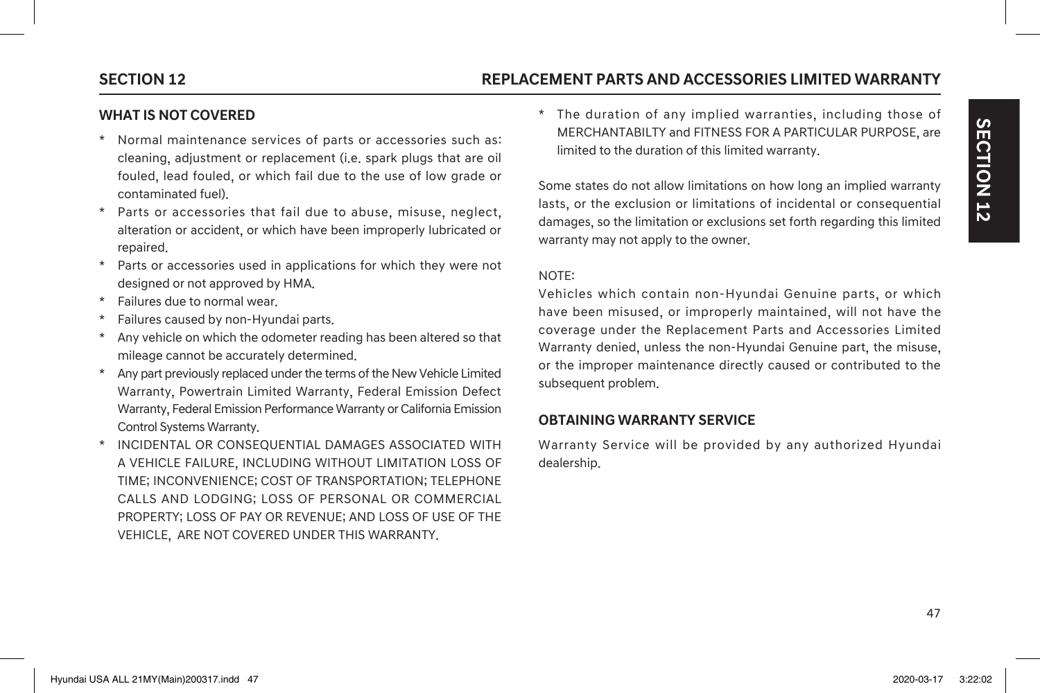## WHAT IS NOT COVERED

* Normal maintenance services of parts or accessories such as: cleaning, adjustment or replacement (i.e. spark plugs that are oil fouled, lead fouled, or which fail due to the use of low grade or contaminated fuel).
* Parts or accessories that fail due to abuse, misuse, neglect, alteration or accident, or which have been improperly lubricated or repaired.
* Parts or accessories used in applications for which they were not designed or not approved by HMA.
* Failures due to normal wear.
* Failures caused by non-Hyundai parts.
* Any vehicle on which the odometer reading has been altered so that mileage cannot be accurately determined.
* Any part previously replaced under the terms of the New Vehicle Limited Warranty, Powertrain Limited Warranty, Federal Emission Defect Warranty, Federal Emission Performance Warranty or California Emission Control Systems Warranty.
* INCIDENTAL OR CONSEQUENTIAL DAMAGES ASSOCIATED WITH A VEHICLE FAILURE, INCLUDING WITHOUT LIMITATION LOSS OF TIME; INCONVENIENCE; COST OF TRANSPORTATION; TELEPHONE CALLS AND LODGING; LOSS OF PERSONAL OR COMMERCIAL PROPERTY; LOSS OF PAY OR REVENUE; AND LOSS OF USE OF THE VEHICLE, ARE NOT COVERED UNDER THIS WARRANTY.
* The duration of any implied warranties, including those of MERCHANTABILTY and FITNESS FOR A PARTICULAR PURPOSE, are limited to the duration of this limited warranty.

Some states do not allow limitations on how long an implied warranty lasts, or the exclusion or limitations of incidental or consequential damages, so the limitation or exclusions set forth regarding this limited warranty may not apply to the owner.

NOTE:
Vehicles which contain non-Hyundai Genuine parts, or which have been misused, or improperly maintained, will not have the coverage under the Replacement Parts and Accessories Limited Warranty denied, unless the non-Hyundai Genuine part, the misuse, or the improper maintenance directly caused or contributed to the subsequent problem.

## OBTAINING WARRANTY SERVICE

Warranty Service will be provided by any authorized Hyundai dealership.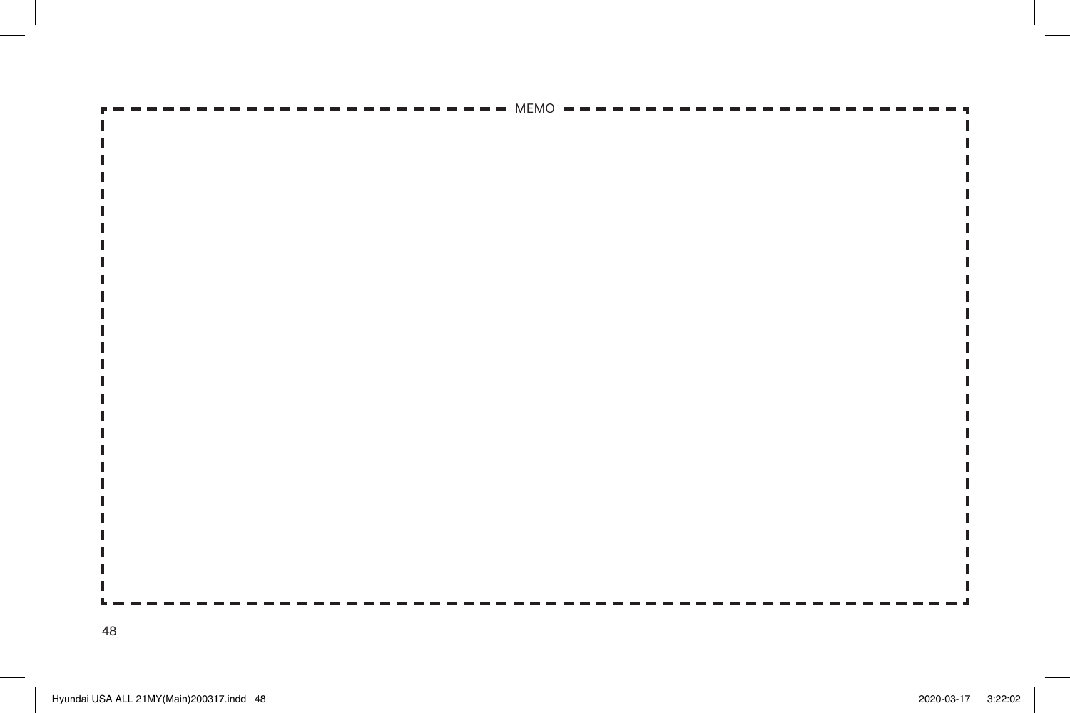MEMO